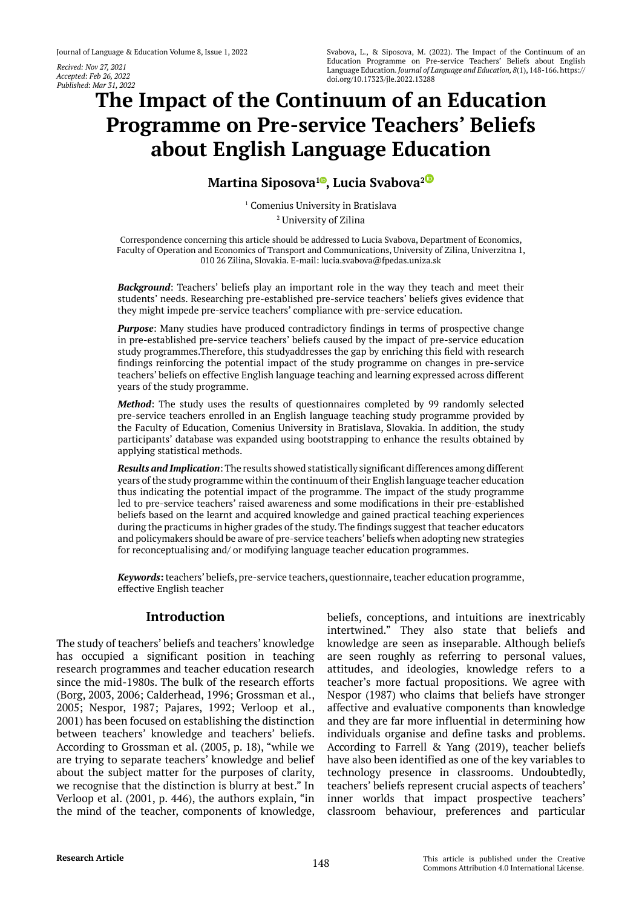Recived: Nov 27, 2021
Accepted: Feb 26, 2022
Published: Mar 31, 2022

Svabova, L., & Siposova, M. (2022). The Impact of the Continuum of an Education Programme on Pre-service Teachers' Beliefs about English Language Education. *Journal of Language and Education, 8*(1), 148-166. https://doi.org/10.17323/jle.2022.13288

# The Impact of the Continuum of an Education Programme on Pre-service Teachers' Beliefs about English Language Education

**Martina Siposova[1], Lucia Svabova[2]**

[1] Comenius University in Bratislava
[2] University of Zilina

Correspondence concerning this article should be addressed to Lucia Svabova, Department of Economics, Faculty of Operation and Economics of Transport and Communications, University of Zilina, Univerzitna 1, 010 26 Zilina, Slovakia. E-mail: lucia.svabova@fpedas.uniza.sk

***Background***: Teachers' beliefs play an important role in the way they teach and meet their students' needs. Researching pre-established pre-service teachers' beliefs gives evidence that they might impede pre-service teachers' compliance with pre-service education.

***Purpose***: Many studies have produced contradictory findings in terms of prospective change in pre-established pre-service teachers' beliefs caused by the impact of pre-service education study programmes.Therefore, this studyaddresses the gap by enriching this field with research findings reinforcing the potential impact of the study programme on changes in pre-service teachers' beliefs on effective English language teaching and learning expressed across different years of the study programme.

***Method***: The study uses the results of questionnaires completed by 99 randomly selected pre-service teachers enrolled in an English language teaching study programme provided by the Faculty of Education, Comenius University in Bratislava, Slovakia. In addition, the study participants' database was expanded using bootstrapping to enhance the results obtained by applying statistical methods.

***Results and Implication***: The results showed statistically significant differences among different years of the study programme within the continuum of their English language teacher education thus indicating the potential impact of the programme. The impact of the study programme led to pre-service teachers' raised awareness and some modifications in their pre-established beliefs based on the learnt and acquired knowledge and gained practical teaching experiences during the practicums in higher grades of the study. The findings suggest that teacher educators and policymakers should be aware of pre-service teachers' beliefs when adopting new strategies for reconceptualising and/ or modifying language teacher education programmes.

***Keywords*:** teachers' beliefs, pre-service teachers, questionnaire, teacher education programme, effective English teacher

## Introduction

The study of teachers' beliefs and teachers' knowledge has occupied a significant position in teaching research programmes and teacher education research since the mid-1980s. The bulk of the research efforts (Borg, 2003, 2006; Calderhead, 1996; Grossman et al., 2005; Nespor, 1987; Pajares, 1992; Verloop et al., 2001) has been focused on establishing the distinction between teachers' knowledge and teachers' beliefs. According to Grossman et al. (2005, p. 18), "while we are trying to separate teachers' knowledge and belief about the subject matter for the purposes of clarity, we recognise that the distinction is blurry at best." In Verloop et al. (2001, p. 446), the authors explain, "in the mind of the teacher, components of knowledge, beliefs, conceptions, and intuitions are inextricably intertwined." They also state that beliefs and knowledge are seen as inseparable. Although beliefs are seen roughly as referring to personal values, attitudes, and ideologies, knowledge refers to a teacher's more factual propositions. We agree with Nespor (1987) who claims that beliefs have stronger affective and evaluative components than knowledge and they are far more influential in determining how individuals organise and define tasks and problems. According to Farrell & Yang (2019), teacher beliefs have also been identified as one of the key variables to technology presence in classrooms. Undoubtedly, teachers' beliefs represent crucial aspects of teachers' inner worlds that impact prospective teachers' classroom behaviour, preferences and particular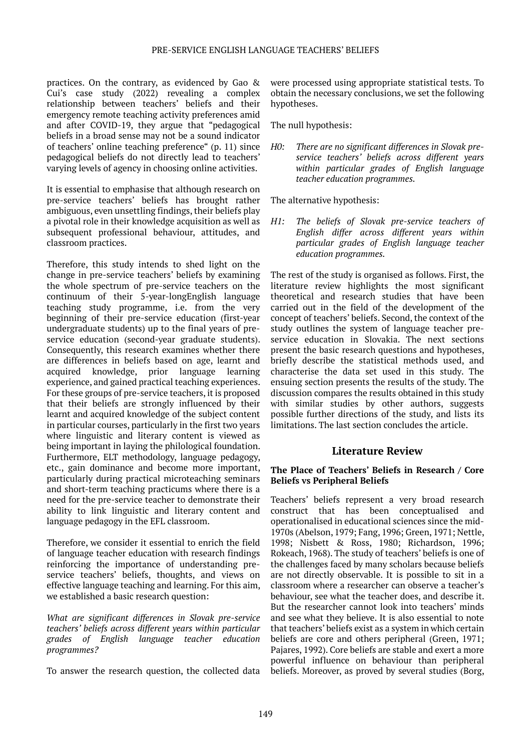practices. On the contrary, as evidenced by Gao & Cui's case study (2022) revealing a complex relationship between teachers' beliefs and their emergency remote teaching activity preferences amid and after COVID-19, they argue that "pedagogical beliefs in a broad sense may not be a sound indicator of teachers' online teaching preference" (p. 11) since pedagogical beliefs do not directly lead to teachers' varying levels of agency in choosing online activities.

It is essential to emphasise that although research on pre-service teachers' beliefs has brought rather ambiguous, even unsettling findings, their beliefs play a pivotal role in their knowledge acquisition as well as subsequent professional behaviour, attitudes, and classroom practices.

Therefore, this study intends to shed light on the change in pre-service teachers' beliefs by examining the whole spectrum of pre-service teachers on the continuum of their 5-year-longEnglish language teaching study programme, i.e. from the very beginning of their pre-service education (first-year undergraduate students) up to the final years of pre-service education (second-year graduate students). Consequently, this research examines whether there are differences in beliefs based on age, learnt and acquired knowledge, prior language learning experience, and gained practical teaching experiences. For these groups of pre-service teachers, it is proposed that their beliefs are strongly influenced by their learnt and acquired knowledge of the subject content in particular courses, particularly in the first two years where linguistic and literary content is viewed as being important in laying the philological foundation. Furthermore, ELT methodology, language pedagogy, etc., gain dominance and become more important, particularly during practical microteaching seminars and short-term teaching practicums where there is a need for the pre-service teacher to demonstrate their ability to link linguistic and literary content and language pedagogy in the EFL classroom.

Therefore, we consider it essential to enrich the field of language teacher education with research findings reinforcing the importance of understanding pre-service teachers' beliefs, thoughts, and views on effective language teaching and learning. For this aim, we established a basic research question:

*What are significant differences in Slovak pre-service teachers' beliefs across different years within particular grades of English language teacher education programmes?*

To answer the research question, the collected data were processed using appropriate statistical tests. To obtain the necessary conclusions, we set the following hypotheses.

The null hypothesis:

*H0: There are no significant differences in Slovak pre-service teachers' beliefs across different years within particular grades of English language teacher education programmes.*

The alternative hypothesis:

*H1: The beliefs of Slovak pre-service teachers of English differ across different years within particular grades of English language teacher education programmes.*

The rest of the study is organised as follows. First, the literature review highlights the most significant theoretical and research studies that have been carried out in the field of the development of the concept of teachers' beliefs. Second, the context of the study outlines the system of language teacher pre-service education in Slovakia. The next sections present the basic research questions and hypotheses, briefly describe the statistical methods used, and characterise the data set used in this study. The ensuing section presents the results of the study. The discussion compares the results obtained in this study with similar studies by other authors, suggests possible further directions of the study, and lists its limitations. The last section concludes the article.

## Literature Review

### The Place of Teachers' Beliefs in Research / Core Beliefs vs Peripheral Beliefs

Teachers' beliefs represent a very broad research construct that has been conceptualised and operationalised in educational sciences since the mid-1970s (Abelson, 1979; Fang, 1996; Green, 1971; Nettle, 1998; Nisbett & Ross, 1980; Richardson, 1996; Rokeach, 1968). The study of teachers' beliefs is one of the challenges faced by many scholars because beliefs are not directly observable. It is possible to sit in a classroom where a researcher can observe a teacher's behaviour, see what the teacher does, and describe it. But the researcher cannot look into teachers' minds and see what they believe. It is also essential to note that teachers' beliefs exist as a system in which certain beliefs are core and others peripheral (Green, 1971; Pajares, 1992). Core beliefs are stable and exert a more powerful influence on behaviour than peripheral beliefs. Moreover, as proved by several studies (Borg,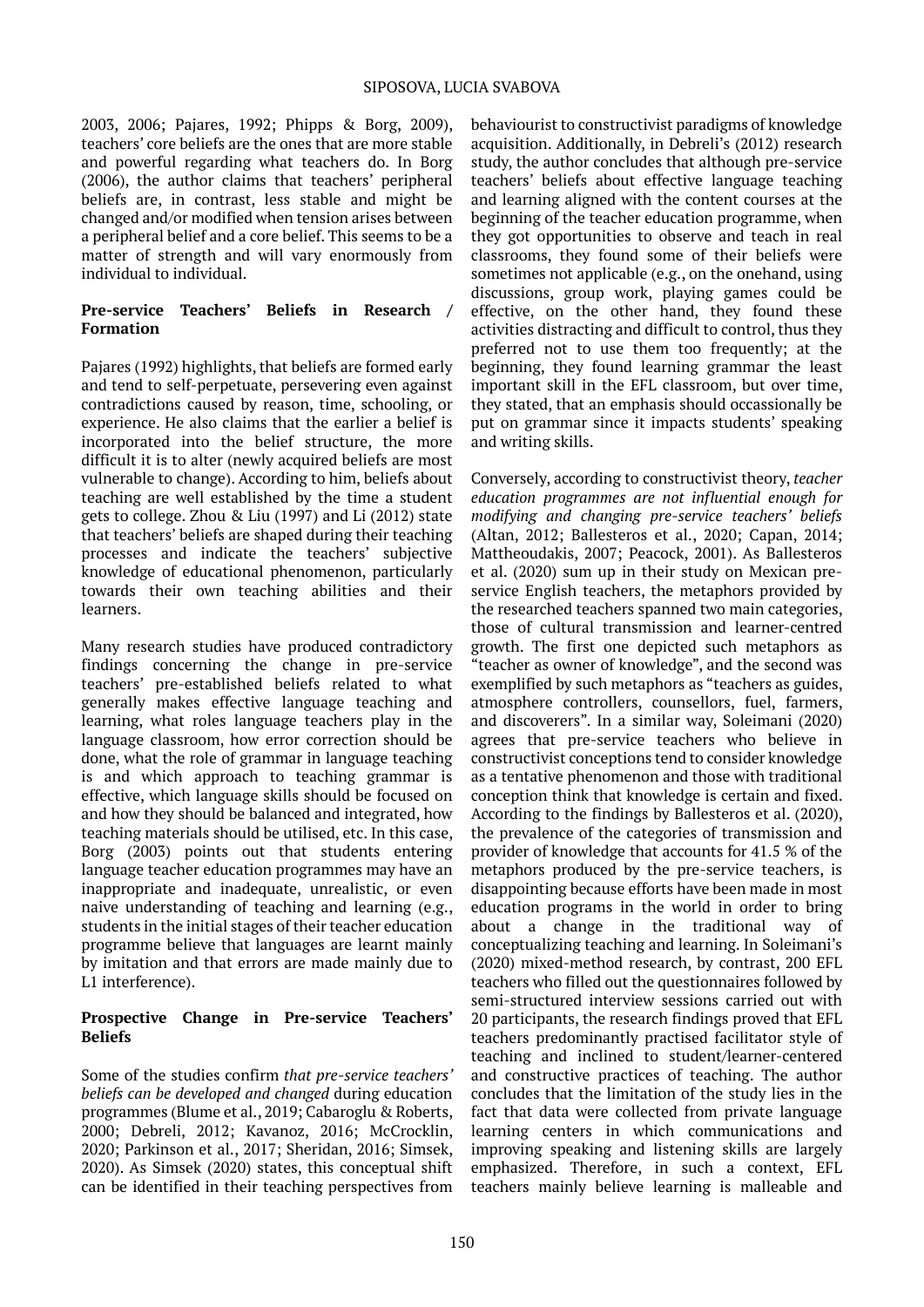2003, 2006; Pajares, 1992; Phipps & Borg, 2009), teachers' core beliefs are the ones that are more stable and powerful regarding what teachers do. In Borg (2006), the author claims that teachers' peripheral beliefs are, in contrast, less stable and might be changed and/or modified when tension arises between a peripheral belief and a core belief. This seems to be a matter of strength and will vary enormously from individual to individual.

### Pre-service Teachers' Beliefs in Research / Formation

Pajares (1992) highlights, that beliefs are formed early and tend to self-perpetuate, persevering even against contradictions caused by reason, time, schooling, or experience. He also claims that the earlier a belief is incorporated into the belief structure, the more difficult it is to alter (newly acquired beliefs are most vulnerable to change). According to him, beliefs about teaching are well established by the time a student gets to college. Zhou & Liu (1997) and Li (2012) state that teachers' beliefs are shaped during their teaching processes and indicate the teachers' subjective knowledge of educational phenomenon, particularly towards their own teaching abilities and their learners.

Many research studies have produced contradictory findings concerning the change in pre-service teachers' pre-established beliefs related to what generally makes effective language teaching and learning, what roles language teachers play in the language classroom, how error correction should be done, what the role of grammar in language teaching is and which approach to teaching grammar is effective, which language skills should be focused on and how they should be balanced and integrated, how teaching materials should be utilised, etc. In this case, Borg (2003) points out that students entering language teacher education programmes may have an inappropriate and inadequate, unrealistic, or even naive understanding of teaching and learning (e.g., students in the initial stages of their teacher education programme believe that languages are learnt mainly by imitation and that errors are made mainly due to L1 interference).

### Prospective Change in Pre-service Teachers' Beliefs

Some of the studies confirm *that pre-service teachers' beliefs can be developed and changed* during education programmes (Blume et al., 2019; Cabaroglu & Roberts, 2000; Debreli, 2012; Kavanoz, 2016; McCrocklin, 2020; Parkinson et al., 2017; Sheridan, 2016; Simsek, 2020). As Simsek (2020) states, this conceptual shift can be identified in their teaching perspectives from behaviourist to constructivist paradigms of knowledge acquisition. Additionally, in Debreli's (2012) research study, the author concludes that although pre-service teachers' beliefs about effective language teaching and learning aligned with the content courses at the beginning of the teacher education programme, when they got opportunities to observe and teach in real classrooms, they found some of their beliefs were sometimes not applicable (e.g., on the onehand, using discussions, group work, playing games could be effective, on the other hand, they found these activities distracting and difficult to control, thus they preferred not to use them too frequently; at the beginning, they found learning grammar the least important skill in the EFL classroom, but over time, they stated, that an emphasis should occassionally be put on grammar since it impacts students' speaking and writing skills.

Conversely, according to constructivist theory, *teacher education programmes are not influential enough for modifying and changing pre-service teachers' beliefs* (Altan, 2012; Ballesteros et al., 2020; Capan, 2014; Mattheoudakis, 2007; Peacock, 2001). As Ballesteros et al. (2020) sum up in their study on Mexican pre-service English teachers, the metaphors provided by the researched teachers spanned two main categories, those of cultural transmission and learner-centred growth. The first one depicted such metaphors as "teacher as owner of knowledge", and the second was exemplified by such metaphors as "teachers as guides, atmosphere controllers, counsellors, fuel, farmers, and discoverers". In a similar way, Soleimani (2020) agrees that pre-service teachers who believe in constructivist conceptions tend to consider knowledge as a tentative phenomenon and those with traditional conception think that knowledge is certain and fixed. According to the findings by Ballesteros et al. (2020), the prevalence of the categories of transmission and provider of knowledge that accounts for 41.5 % of the metaphors produced by the pre-service teachers, is disappointing because efforts have been made in most education programs in the world in order to bring about a change in the traditional way of conceptualizing teaching and learning. In Soleimani's (2020) mixed-method research, by contrast, 200 EFL teachers who filled out the questionnaires followed by semi-structured interview sessions carried out with 20 participants, the research findings proved that EFL teachers predominantly practised facilitator style of teaching and inclined to student/learner-centered and constructive practices of teaching. The author concludes that the limitation of the study lies in the fact that data were collected from private language learning centers in which communications and improving speaking and listening skills are largely emphasized. Therefore, in such a context, EFL teachers mainly believe learning is malleable and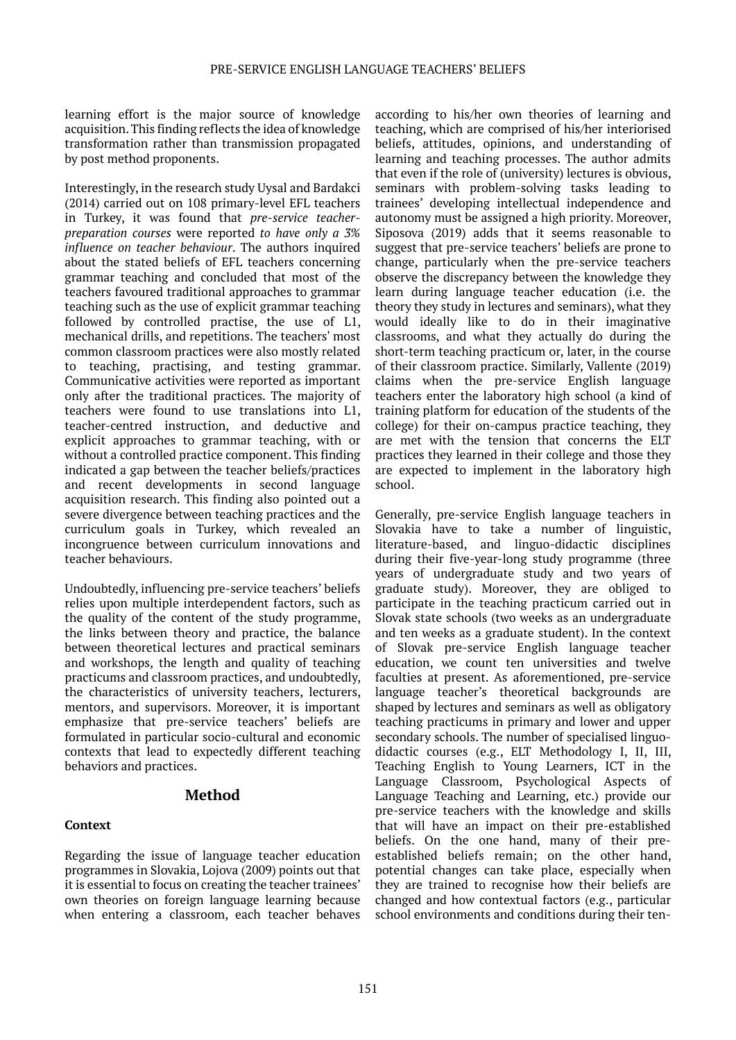learning effort is the major source of knowledge acquisition. This finding reflects the idea of knowledge transformation rather than transmission propagated by post method proponents.

Interestingly, in the research study Uysal and Bardakci (2014) carried out on 108 primary-level EFL teachers in Turkey, it was found that *pre-service teacher-preparation courses* were reported *to have only a 3% influence on teacher behaviour*. The authors inquired about the stated beliefs of EFL teachers concerning grammar teaching and concluded that most of the teachers favoured traditional approaches to grammar teaching such as the use of explicit grammar teaching followed by controlled practise, the use of L1, mechanical drills, and repetitions. The teachers' most common classroom practices were also mostly related to teaching, practising, and testing grammar. Communicative activities were reported as important only after the traditional practices. The majority of teachers were found to use translations into L1, teacher-centred instruction, and deductive and explicit approaches to grammar teaching, with or without a controlled practice component. This finding indicated a gap between the teacher beliefs/practices and recent developments in second language acquisition research. This finding also pointed out a severe divergence between teaching practices and the curriculum goals in Turkey, which revealed an incongruence between curriculum innovations and teacher behaviours.

Undoubtedly, influencing pre-service teachers' beliefs relies upon multiple interdependent factors, such as the quality of the content of the study programme, the links between theory and practice, the balance between theoretical lectures and practical seminars and workshops, the length and quality of teaching practicums and classroom practices, and undoubtedly, the characteristics of university teachers, lecturers, mentors, and supervisors. Moreover, it is important emphasize that pre-service teachers' beliefs are formulated in particular socio-cultural and economic contexts that lead to expectedly different teaching behaviors and practices.

## Method

### Context

Regarding the issue of language teacher education programmes in Slovakia, Lojova (2009) points out that it is essential to focus on creating the teacher trainees' own theories on foreign language learning because when entering a classroom, each teacher behaves according to his/her own theories of learning and teaching, which are comprised of his/her interiorised beliefs, attitudes, opinions, and understanding of learning and teaching processes. The author admits that even if the role of (university) lectures is obvious, seminars with problem-solving tasks leading to trainees' developing intellectual independence and autonomy must be assigned a high priority. Moreover, Siposova (2019) adds that it seems reasonable to suggest that pre-service teachers' beliefs are prone to change, particularly when the pre-service teachers observe the discrepancy between the knowledge they learn during language teacher education (i.e. the theory they study in lectures and seminars), what they would ideally like to do in their imaginative classrooms, and what they actually do during the short-term teaching practicum or, later, in the course of their classroom practice. Similarly, Vallente (2019) claims when the pre-service English language teachers enter the laboratory high school (a kind of training platform for education of the students of the college) for their on-campus practice teaching, they are met with the tension that concerns the ELT practices they learned in their college and those they are expected to implement in the laboratory high school.

Generally, pre-service English language teachers in Slovakia have to take a number of linguistic, literature-based, and linguo-didactic disciplines during their five-year-long study programme (three years of undergraduate study and two years of graduate study). Moreover, they are obliged to participate in the teaching practicum carried out in Slovak state schools (two weeks as an undergraduate and ten weeks as a graduate student). In the context of Slovak pre-service English language teacher education, we count ten universities and twelve faculties at present. As aforementioned, pre-service language teacher's theoretical backgrounds are shaped by lectures and seminars as well as obligatory teaching practicums in primary and lower and upper secondary schools. The number of specialised linguo-didactic courses (e.g., ELT Methodology I, II, III, Teaching English to Young Learners, ICT in the Language Classroom, Psychological Aspects of Language Teaching and Learning, etc.) provide our pre-service teachers with the knowledge and skills that will have an impact on their pre-established beliefs. On the one hand, many of their pre-established beliefs remain; on the other hand, potential changes can take place, especially when they are trained to recognise how their beliefs are changed and how contextual factors (e.g., particular school environments and conditions during their ten-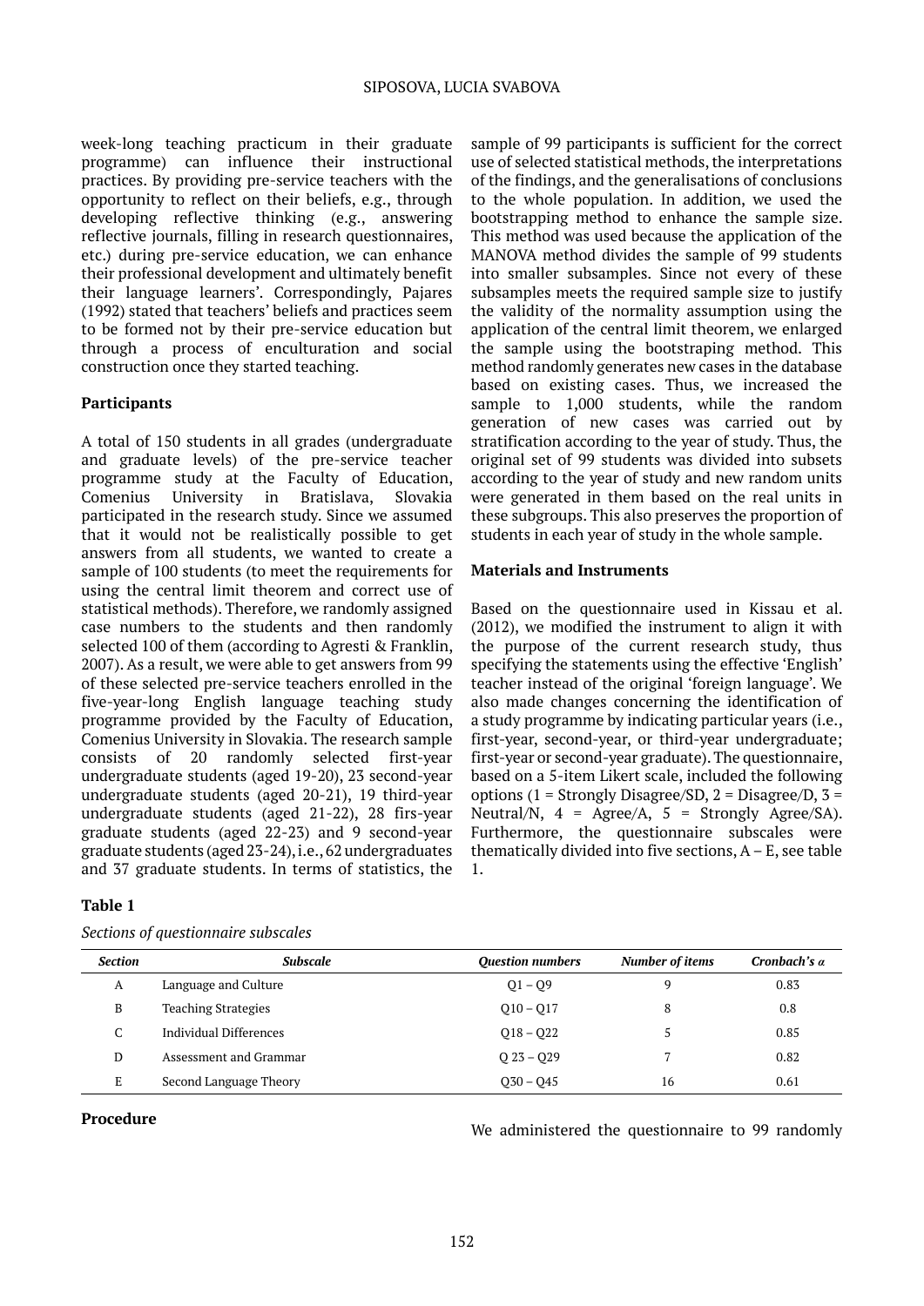week-long teaching practicum in their graduate programme) can influence their instructional practices. By providing pre-service teachers with the opportunity to reflect on their beliefs, e.g., through developing reflective thinking (e.g., answering reflective journals, filling in research questionnaires, etc.) during pre-service education, we can enhance their professional development and ultimately benefit their language learners'. Correspondingly, Pajares (1992) stated that teachers' beliefs and practices seem to be formed not by their pre-service education but through a process of enculturation and social construction once they started teaching.

### Participants

A total of 150 students in all grades (undergraduate and graduate levels) of the pre-service teacher programme study at the Faculty of Education, Comenius University in Bratislava, Slovakia participated in the research study. Since we assumed that it would not be realistically possible to get answers from all students, we wanted to create a sample of 100 students (to meet the requirements for using the central limit theorem and correct use of statistical methods). Therefore, we randomly assigned case numbers to the students and then randomly selected 100 of them (according to Agresti & Franklin, 2007). As a result, we were able to get answers from 99 of these selected pre-service teachers enrolled in the five-year-long English language teaching study programme provided by the Faculty of Education, Comenius University in Slovakia. The research sample consists of 20 randomly selected first-year undergraduate students (aged 19-20), 23 second-year undergraduate students (aged 20-21), 19 third-year undergraduate students (aged 21-22), 28 firs-year graduate students (aged 22-23) and 9 second-year graduate students (aged 23-24), i.e., 62 undergraduates and 37 graduate students. In terms of statistics, the sample of 99 participants is sufficient for the correct use of selected statistical methods, the interpretations of the findings, and the generalisations of conclusions to the whole population. In addition, we used the bootstrapping method to enhance the sample size. This method was used because the application of the MANOVA method divides the sample of 99 students into smaller subsamples. Since not every of these subsamples meets the required sample size to justify the validity of the normality assumption using the application of the central limit theorem, we enlarged the sample using the bootstraping method. This method randomly generates new cases in the database based on existing cases. Thus, we increased the sample to 1,000 students, while the random generation of new cases was carried out by stratification according to the year of study. Thus, the original set of 99 students was divided into subsets according to the year of study and new random units were generated in them based on the real units in these subgroups. This also preserves the proportion of students in each year of study in the whole sample.

### Materials and Instruments

Based on the questionnaire used in Kissau et al. (2012), we modified the instrument to align it with the purpose of the current research study, thus specifying the statements using the effective 'English' teacher instead of the original 'foreign language'. We also made changes concerning the identification of a study programme by indicating particular years (i.e., first-year, second-year, or third-year undergraduate; first-year or second-year graduate). The questionnaire, based on a 5-item Likert scale, included the following options (1 = Strongly Disagree/SD, 2 = Disagree/D, 3 = Neutral/N, 4 = Agree/A, 5 = Strongly Agree/SA). Furthermore, the questionnaire subscales were thematically divided into five sections, A – E, see table 1.

**Table 1**

*Sections of questionnaire subscales*

| *Section* | *Subscale* | *Question numbers* | *Number of items* | *Cronbach's α* |
|---|---|---|---|---|
| A | Language and Culture | Q1 – Q9 | 9 | 0.83 |
| B | Teaching Strategies | Q10 – Q17 | 8 | 0.8 |
| C | Individual Differences | Q18 – Q22 | 5 | 0.85 |
| D | Assessment and Grammar | Q 23 – Q29 | 7 | 0.82 |
| E | Second Language Theory | Q30 – Q45 | 16 | 0.61 |

### Procedure

We administered the questionnaire to 99 randomly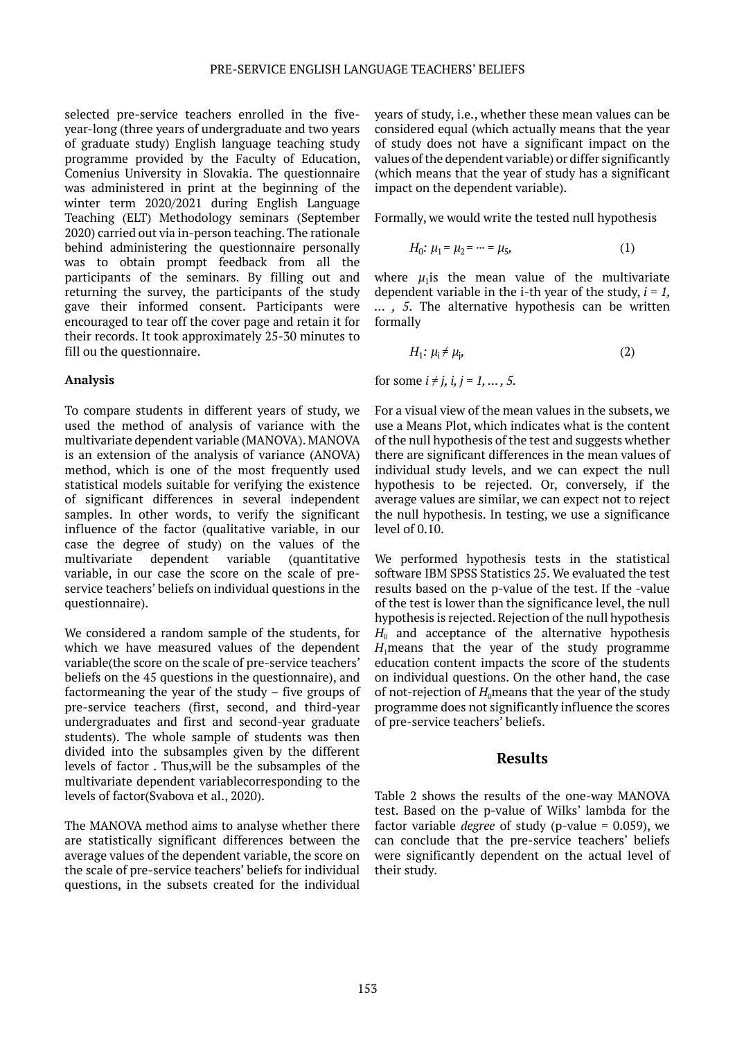selected pre-service teachers enrolled in the five-year-long (three years of undergraduate and two years of graduate study) English language teaching study programme provided by the Faculty of Education, Comenius University in Slovakia. The questionnaire was administered in print at the beginning of the winter term 2020/2021 during English Language Teaching (ELT) Methodology seminars (September 2020) carried out via in-person teaching. The rationale behind administering the questionnaire personally was to obtain prompt feedback from all the participants of the seminars. By filling out and returning the survey, the participants of the study gave their informed consent. Participants were encouraged to tear off the cover page and retain it for their records. It took approximately 25-30 minutes to fill ou the questionnaire.

### Analysis

To compare students in different years of study, we used the method of analysis of variance with the multivariate dependent variable (MANOVA). MANOVA is an extension of the analysis of variance (ANOVA) method, which is one of the most frequently used statistical models suitable for verifying the existence of significant differences in several independent samples. In other words, to verify the significant influence of the factor (qualitative variable, in our case the degree of study) on the values of the multivariate dependent variable (quantitative variable, in our case the score on the scale of pre-service teachers' beliefs on individual questions in the questionnaire).

We considered a random sample of the students, for which we have measured values of the dependent variable(the score on the scale of pre-service teachers' beliefs on the 45 questions in the questionnaire), and factormeaning the year of the study – five groups of pre-service teachers (first, second, and third-year undergraduates and first and second-year graduate students). The whole sample of students was then divided into the subsamples given by the different levels of factor . Thus,will be the subsamples of the multivariate dependent variablecorresponding to the levels of factor(Svabova et al., 2020).

The MANOVA method aims to analyse whether there are statistically significant differences between the average values of the dependent variable, the score on the scale of pre-service teachers' beliefs for individual questions, in the subsets created for the individual years of study, i.e., whether these mean values can be considered equal (which actually means that the year of study does not have a significant impact on the values of the dependent variable) or differ significantly (which means that the year of study has a significant impact on the dependent variable).

Formally, we would write the tested null hypothesis

$$H_0\colon \mu_1 = \mu_2 = \cdots = \mu_5, \tag{1}$$

where $\mu_1$is the mean value of the multivariate dependent variable in the i-th year of the study, $i = 1, \dots, 5$. The alternative hypothesis can be written formally

$$H_1\colon \mu_i \neq \mu_j, \tag{2}$$

for some $i \neq j$, $i, j = 1, \dots, 5$.

For a visual view of the mean values in the subsets, we use a Means Plot, which indicates what is the content of the null hypothesis of the test and suggests whether there are significant differences in the mean values of individual study levels, and we can expect the null hypothesis to be rejected. Or, conversely, if the average values are similar, we can expect not to reject the null hypothesis. In testing, we use a significance level of 0.10.

We performed hypothesis tests in the statistical software IBM SPSS Statistics 25. We evaluated the test results based on the p-value of the test. If the -value of the test is lower than the significance level, the null hypothesis is rejected. Rejection of the null hypothesis $H_0$ and acceptance of the alternative hypothesis $H_1$means that the year of the study programme education content impacts the score of the students on individual questions. On the other hand, the case of not-rejection of $H_0$means that the year of the study programme does not significantly influence the scores of pre-service teachers' beliefs.

## Results

Table 2 shows the results of the one-way MANOVA test. Based on the p-value of Wilks' lambda for the factor variable *degree* of study (p-value = 0.059), we can conclude that the pre-service teachers' beliefs were significantly dependent on the actual level of their study.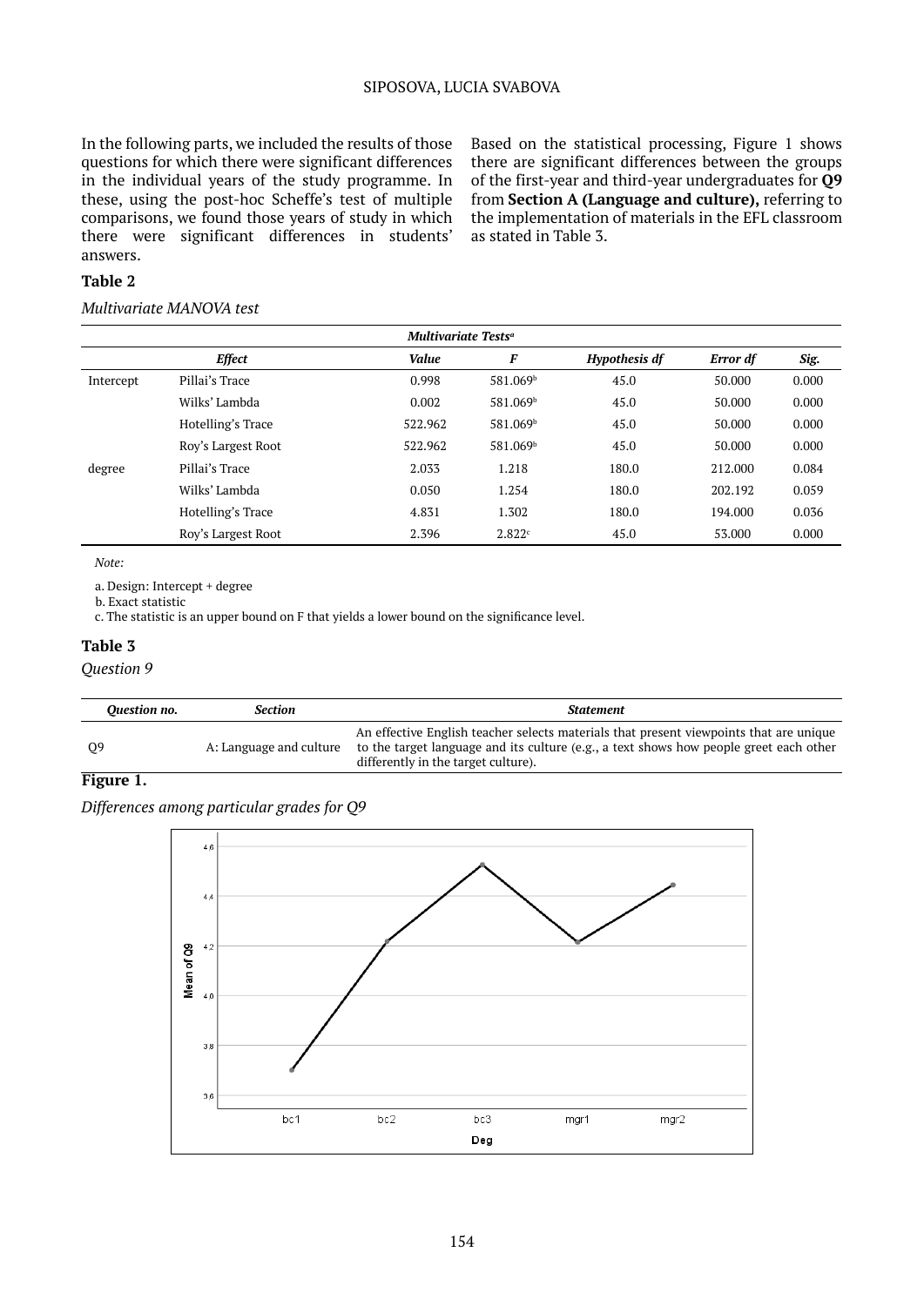In the following parts, we included the results of those questions for which there were significant differences in the individual years of the study programme. In these, using the post-hoc Scheffe's test of multiple comparisons, we found those years of study in which there were significant differences in students' answers.

Based on the statistical processing, Figure 1 shows there are significant differences between the groups of the first-year and third-year undergraduates for **Q9** from **Section A (Language and culture),** referring to the implementation of materials in the EFL classroom as stated in Table 3.

**Table 2**

*Multivariate MANOVA test*

| Multivariate Tests[a] | | | | | | |
|---|---|---|---|---|---|---|
| | ***Effect*** | ***Value*** | ***F*** | ***Hypothesis df*** | ***Error df*** | ***Sig.*** |
| Intercept | Pillai's Trace | 0.998 | 581.069[b] | 45.0 | 50.000 | 0.000 |
| | Wilks' Lambda | 0.002 | 581.069[b] | 45.0 | 50.000 | 0.000 |
| | Hotelling's Trace | 522.962 | 581.069[b] | 45.0 | 50.000 | 0.000 |
| | Roy's Largest Root | 522.962 | 581.069[b] | 45.0 | 50.000 | 0.000 |
| degree | Pillai's Trace | 2.033 | 1.218 | 180.0 | 212.000 | 0.084 |
| | Wilks' Lambda | 0.050 | 1.254 | 180.0 | 202.192 | 0.059 |
| | Hotelling's Trace | 4.831 | 1.302 | 180.0 | 194.000 | 0.036 |
| | Roy's Largest Root | 2.396 | 2.822[c] | 45.0 | 53.000 | 0.000 |

*Note:*

a. Design: Intercept + degree

b. Exact statistic

c. The statistic is an upper bound on F that yields a lower bound on the significance level.

**Table 3**

*Question 9*

| *Question no.* | *Section* | *Statement* |
|---|---|---|
| Q9 | A: Language and culture | An effective English teacher selects materials that present viewpoints that are unique to the target language and its culture (e.g., a text shows how people greet each other differently in the target culture). |

**Figure 1.**

*Differences among particular grades for Q9*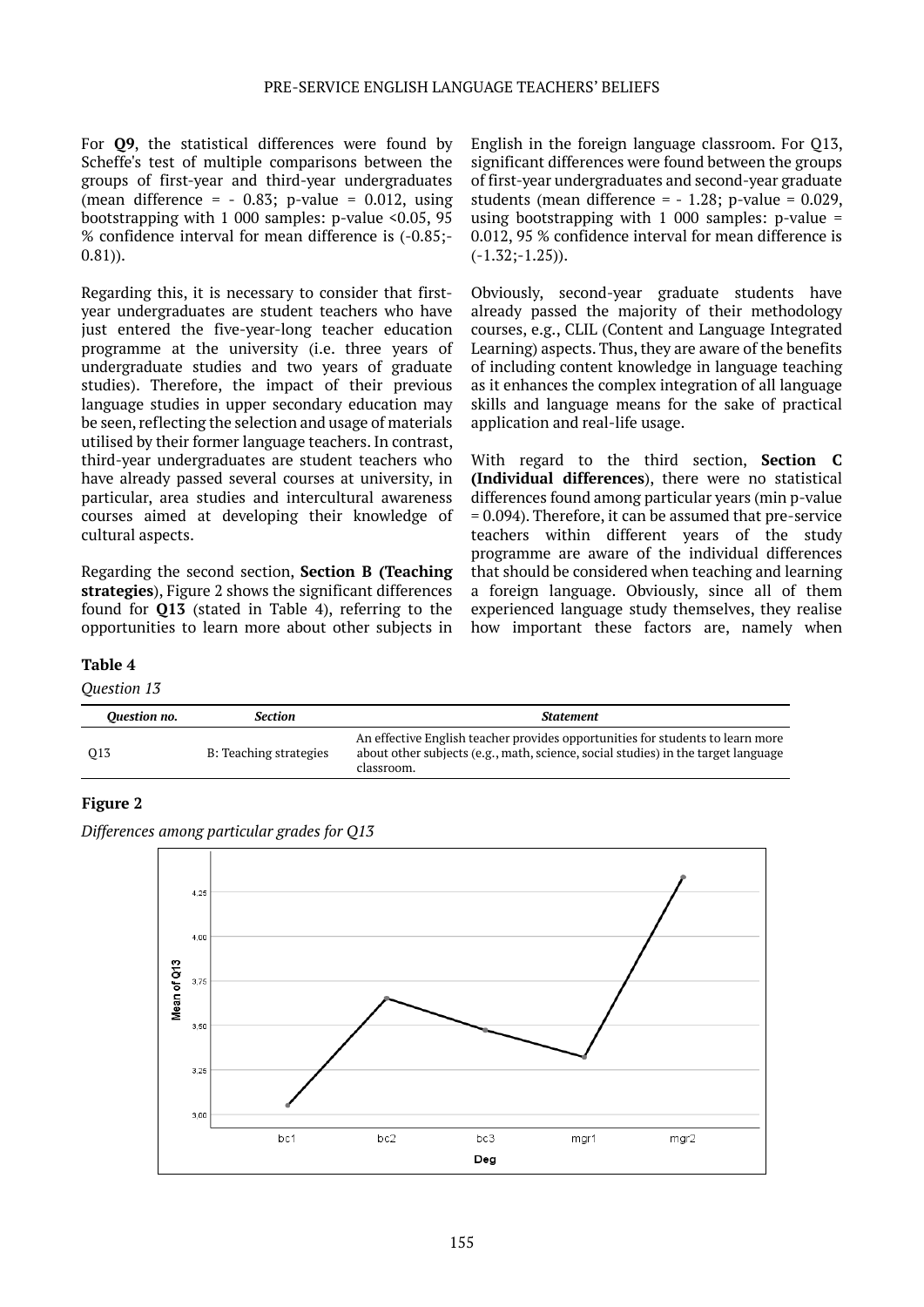For **Q9**, the statistical differences were found by Scheffe's test of multiple comparisons between the groups of first-year and third-year undergraduates (mean difference = - 0.83; p-value = 0.012, using bootstrapping with 1 000 samples: p-value <0.05, 95 % confidence interval for mean difference is (-0.85;-0.81)).

Regarding this, it is necessary to consider that first-year undergraduates are student teachers who have just entered the five-year-long teacher education programme at the university (i.e. three years of undergraduate studies and two years of graduate studies). Therefore, the impact of their previous language studies in upper secondary education may be seen, reflecting the selection and usage of materials utilised by their former language teachers. In contrast, third-year undergraduates are student teachers who have already passed several courses at university, in particular, area studies and intercultural awareness courses aimed at developing their knowledge of cultural aspects.

Regarding the second section, **Section B (Teaching strategies**), Figure 2 shows the significant differences found for **Q13** (stated in Table 4), referring to the opportunities to learn more about other subjects in English in the foreign language classroom. For Q13, significant differences were found between the groups of first-year undergraduates and second-year graduate students (mean difference = - 1.28; p-value = 0.029, using bootstrapping with 1 000 samples: p-value = 0.012, 95 % confidence interval for mean difference is (-1.32;-1.25)).

Obviously, second-year graduate students have already passed the majority of their methodology courses, e.g., CLIL (Content and Language Integrated Learning) aspects. Thus, they are aware of the benefits of including content knowledge in language teaching as it enhances the complex integration of all language skills and language means for the sake of practical application and real-life usage.

With regard to the third section, **Section C (Individual differences**), there were no statistical differences found among particular years (min p-value = 0.094). Therefore, it can be assumed that pre-service teachers within different years of the study programme are aware of the individual differences that should be considered when teaching and learning a foreign language. Obviously, since all of them experienced language study themselves, they realise how important these factors are, namely when

**Table 4**

*Question 13*

| *Question no.* | *Section* | *Statement* |
|---|---|---|
| Q13 | B: Teaching strategies | An effective English teacher provides opportunities for students to learn more about other subjects (e.g., math, science, social studies) in the target language classroom. |

**Figure 2**

*Differences among particular grades for Q13*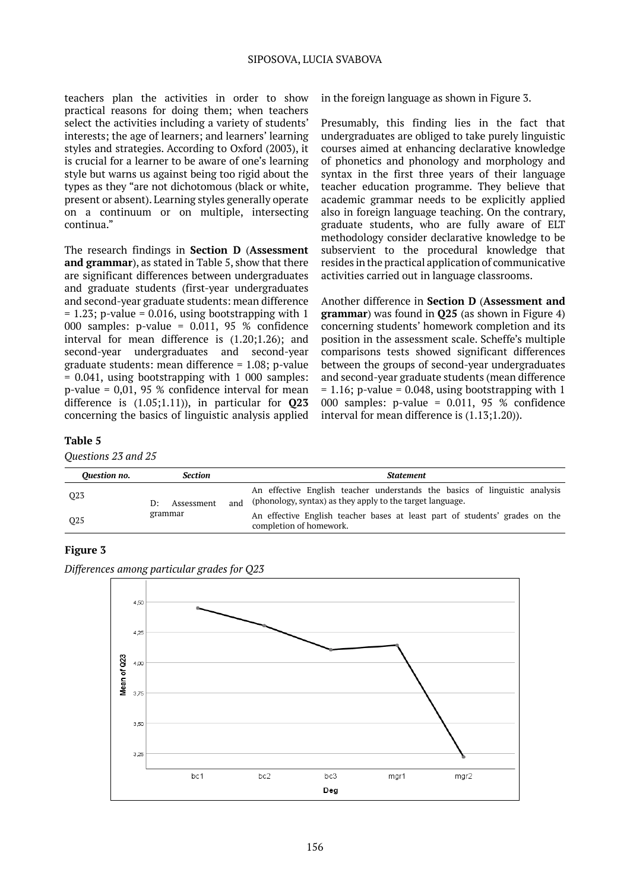teachers plan the activities in order to show practical reasons for doing them; when teachers select the activities including a variety of students' interests; the age of learners; and learners' learning styles and strategies. According to Oxford (2003), it is crucial for a learner to be aware of one's learning style but warns us against being too rigid about the types as they "are not dichotomous (black or white, present or absent). Learning styles generally operate on a continuum or on multiple, intersecting continua."

The research findings in **Section D** (**Assessment and grammar**), as stated in Table 5, show that there are significant differences between undergraduates and graduate students (first-year undergraduates and second-year graduate students: mean difference = 1.23; p-value = 0.016, using bootstrapping with 1 000 samples: p-value = 0.011, 95 % confidence interval for mean difference is (1.20;1.26); and second-year undergraduates and second-year graduate students: mean difference = 1.08; p-value = 0.041, using bootstrapping with 1 000 samples: p-value = 0,01, 95 % confidence interval for mean difference is (1.05;1.11)), in particular for **Q23** concerning the basics of linguistic analysis applied in the foreign language as shown in Figure 3.

Presumably, this finding lies in the fact that undergraduates are obliged to take purely linguistic courses aimed at enhancing declarative knowledge of phonetics and phonology and morphology and syntax in the first three years of their language teacher education programme. They believe that academic grammar needs to be explicitly applied also in foreign language teaching. On the contrary, graduate students, who are fully aware of ELT methodology consider declarative knowledge to be subservient to the procedural knowledge that resides in the practical application of communicative activities carried out in language classrooms.

Another difference in **Section D** (**Assessment and grammar**) was found in **Q25** (as shown in Figure 4) concerning students' homework completion and its position in the assessment scale. Scheffe's multiple comparisons tests showed significant differences between the groups of second-year undergraduates and second-year graduate students (mean difference = 1.16; p-value = 0.048, using bootstrapping with 1 000 samples: p-value = 0.011, 95 % confidence interval for mean difference is (1.13;1.20)).

**Table 5**

*Questions 23 and 25*

| *Question no.* | *Section* | *Statement* |
|---|---|---|
| Q23 | D: Assessment and grammar | An effective English teacher understands the basics of linguistic analysis (phonology, syntax) as they apply to the target language. |
| Q25 | | An effective English teacher bases at least part of students' grades on the completion of homework. |

**Figure 3**

*Differences among particular grades for Q23*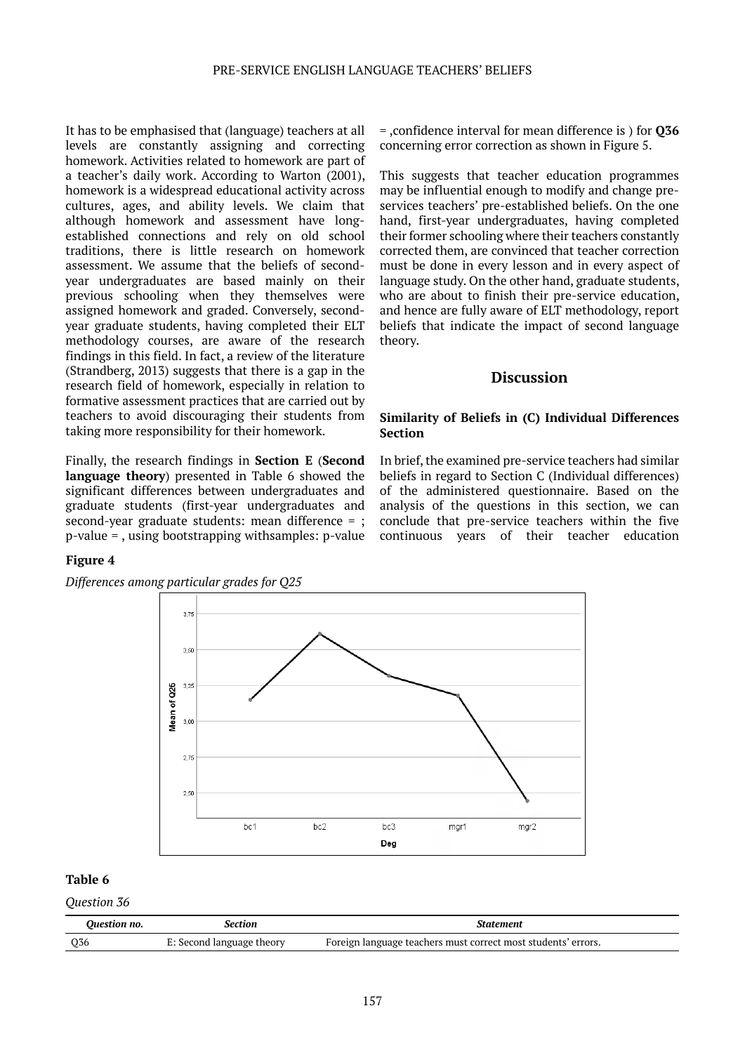It has to be emphasised that (language) teachers at all levels are constantly assigning and correcting homework. Activities related to homework are part of a teacher's daily work. According to Warton (2001), homework is a widespread educational activity across cultures, ages, and ability levels. We claim that although homework and assessment have long-established connections and rely on old school traditions, there is little research on homework assessment. We assume that the beliefs of second-year undergraduates are based mainly on their previous schooling when they themselves were assigned homework and graded. Conversely, second-year graduate students, having completed their ELT methodology courses, are aware of the research findings in this field. In fact, a review of the literature (Strandberg, 2013) suggests that there is a gap in the research field of homework, especially in relation to formative assessment practices that are carried out by teachers to avoid discouraging their students from taking more responsibility for their homework.

Finally, the research findings in **Section E** (**Second language theory**) presented in Table 6 showed the significant differences between undergraduates and graduate students (first-year undergraduates and second-year graduate students: mean difference = ; p-value = , using bootstrapping withsamples: p-value = ,confidence interval for mean difference is ) for **Q36** concerning error correction as shown in Figure 5.

This suggests that teacher education programmes may be influential enough to modify and change pre-services teachers' pre-established beliefs. On the one hand, first-year undergraduates, having completed their former schooling where their teachers constantly corrected them, are convinced that teacher correction must be done in every lesson and in every aspect of language study. On the other hand, graduate students, who are about to finish their pre-service education, and hence are fully aware of ELT methodology, report beliefs that indicate the impact of second language theory.

## Discussion

### Similarity of Beliefs in (C) Individual Differences Section

In brief, the examined pre-service teachers had similar beliefs in regard to Section C (Individual differences) of the administered questionnaire. Based on the analysis of the questions in this section, we can conclude that pre-service teachers within the five continuous years of their teacher education

**Figure 4**

*Differences among particular grades for Q25*

**Table 6**

*Question 36*

| *Question no.* | *Section* | *Statement* |
|---|---|---|
| Q36 | E: Second language theory | Foreign language teachers must correct most students' errors. |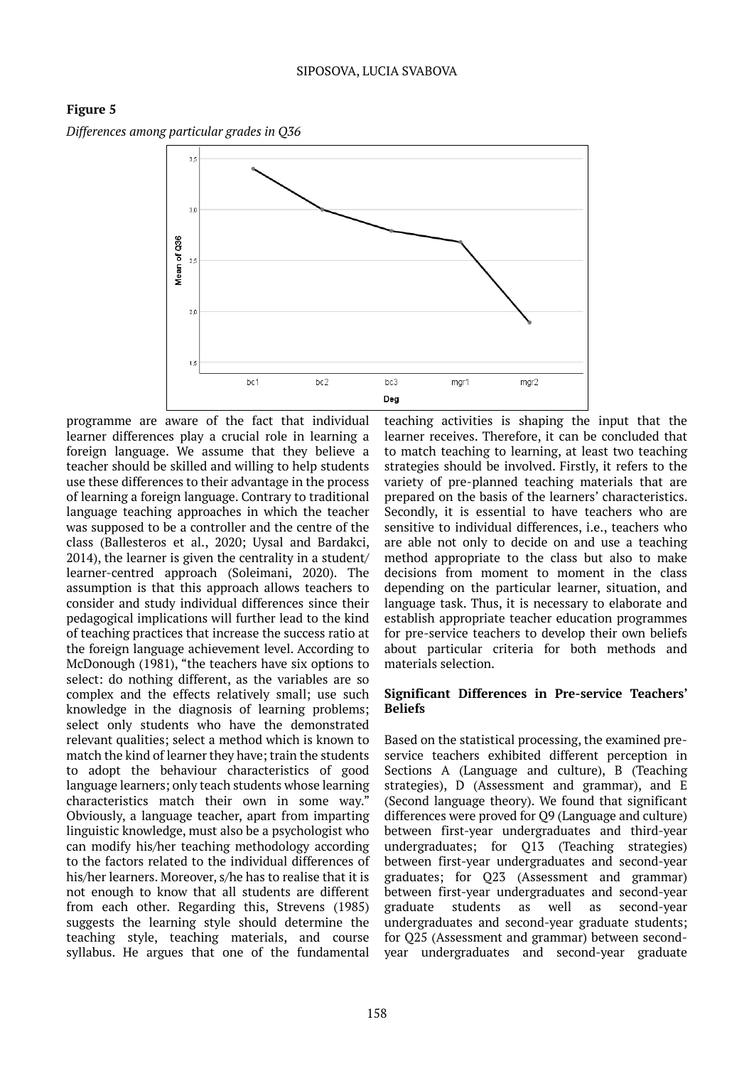**Figure 5**

*Differences among particular grades in Q36*

programme are aware of the fact that individual learner differences play a crucial role in learning a foreign language. We assume that they believe a teacher should be skilled and willing to help students use these differences to their advantage in the process of learning a foreign language. Contrary to traditional language teaching approaches in which the teacher was supposed to be a controller and the centre of the class (Ballesteros et al., 2020; Uysal and Bardakci, 2014), the learner is given the centrality in a student/learner-centred approach (Soleimani, 2020). The assumption is that this approach allows teachers to consider and study individual differences since their pedagogical implications will further lead to the kind of teaching practices that increase the success ratio at the foreign language achievement level. According to McDonough (1981), "the teachers have six options to select: do nothing different, as the variables are so complex and the effects relatively small; use such knowledge in the diagnosis of learning problems; select only students who have the demonstrated relevant qualities; select a method which is known to match the kind of learner they have; train the students to adopt the behaviour characteristics of good language learners; only teach students whose learning characteristics match their own in some way." Obviously, a language teacher, apart from imparting linguistic knowledge, must also be a psychologist who can modify his/her teaching methodology according to the factors related to the individual differences of his/her learners. Moreover, s/he has to realise that it is not enough to know that all students are different from each other. Regarding this, Strevens (1985) suggests the learning style should determine the teaching style, teaching materials, and course syllabus. He argues that one of the fundamental teaching activities is shaping the input that the learner receives. Therefore, it can be concluded that to match teaching to learning, at least two teaching strategies should be involved. Firstly, it refers to the variety of pre-planned teaching materials that are prepared on the basis of the learners' characteristics. Secondly, it is essential to have teachers who are sensitive to individual differences, i.e., teachers who are able not only to decide on and use a teaching method appropriate to the class but also to make decisions from moment to moment in the class depending on the particular learner, situation, and language task. Thus, it is necessary to elaborate and establish appropriate teacher education programmes for pre-service teachers to develop their own beliefs about particular criteria for both methods and materials selection.

## Significant Differences in Pre-service Teachers' Beliefs

Based on the statistical processing, the examined pre-service teachers exhibited different perception in Sections A (Language and culture), B (Teaching strategies), D (Assessment and grammar), and E (Second language theory). We found that significant differences were proved for Q9 (Language and culture) between first-year undergraduates and third-year undergraduates; for Q13 (Teaching strategies) between first-year undergraduates and second-year graduates; for Q23 (Assessment and grammar) between first-year undergraduates and second-year graduate students as well as second-year undergraduates and second-year graduate students; for Q25 (Assessment and grammar) between second-year undergraduates and second-year graduate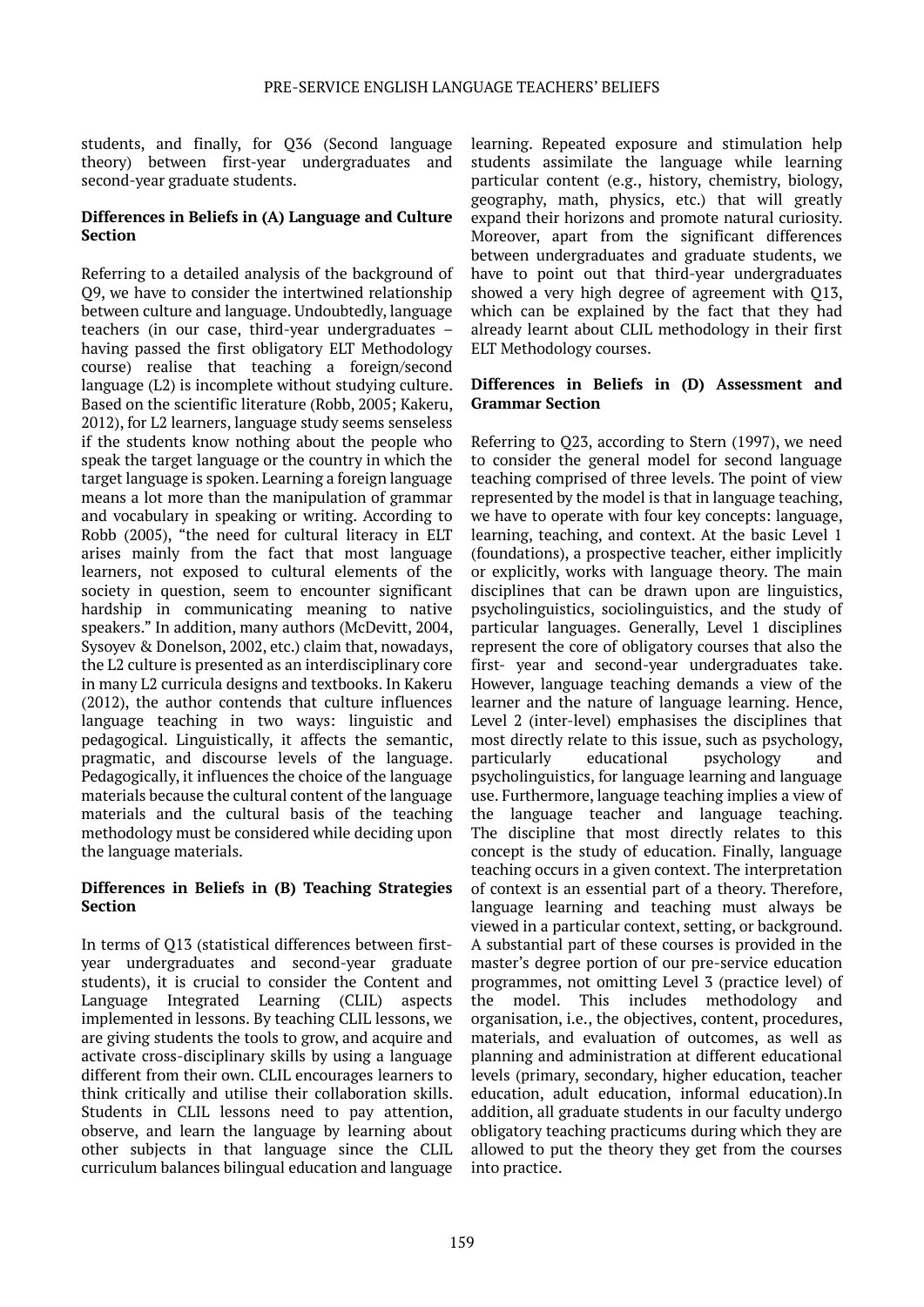students, and finally, for Q36 (Second language theory) between first-year undergraduates and second-year graduate students.

### Differences in Beliefs in (A) Language and Culture Section

Referring to a detailed analysis of the background of Q9, we have to consider the intertwined relationship between culture and language. Undoubtedly, language teachers (in our case, third-year undergraduates – having passed the first obligatory ELT Methodology course) realise that teaching a foreign/second language (L2) is incomplete without studying culture. Based on the scientific literature (Robb, 2005; Kakeru, 2012), for L2 learners, language study seems senseless if the students know nothing about the people who speak the target language or the country in which the target language is spoken. Learning a foreign language means a lot more than the manipulation of grammar and vocabulary in speaking or writing. According to Robb (2005), "the need for cultural literacy in ELT arises mainly from the fact that most language learners, not exposed to cultural elements of the society in question, seem to encounter significant hardship in communicating meaning to native speakers." In addition, many authors (McDevitt, 2004, Sysoyev & Donelson, 2002, etc.) claim that, nowadays, the L2 culture is presented as an interdisciplinary core in many L2 curricula designs and textbooks. In Kakeru (2012), the author contends that culture influences language teaching in two ways: linguistic and pedagogical. Linguistically, it affects the semantic, pragmatic, and discourse levels of the language. Pedagogically, it influences the choice of the language materials because the cultural content of the language materials and the cultural basis of the teaching methodology must be considered while deciding upon the language materials.

### Differences in Beliefs in (B) Teaching Strategies Section

In terms of Q13 (statistical differences between first-year undergraduates and second-year graduate students), it is crucial to consider the Content and Language Integrated Learning (CLIL) aspects implemented in lessons. By teaching CLIL lessons, we are giving students the tools to grow, and acquire and activate cross-disciplinary skills by using a language different from their own. CLIL encourages learners to think critically and utilise their collaboration skills. Students in CLIL lessons need to pay attention, observe, and learn the language by learning about other subjects in that language since the CLIL curriculum balances bilingual education and language learning. Repeated exposure and stimulation help students assimilate the language while learning particular content (e.g., history, chemistry, biology, geography, math, physics, etc.) that will greatly expand their horizons and promote natural curiosity. Moreover, apart from the significant differences between undergraduates and graduate students, we have to point out that third-year undergraduates showed a very high degree of agreement with Q13, which can be explained by the fact that they had already learnt about CLIL methodology in their first ELT Methodology courses.

### Differences in Beliefs in (D) Assessment and Grammar Section

Referring to Q23, according to Stern (1997), we need to consider the general model for second language teaching comprised of three levels. The point of view represented by the model is that in language teaching, we have to operate with four key concepts: language, learning, teaching, and context. At the basic Level 1 (foundations), a prospective teacher, either implicitly or explicitly, works with language theory. The main disciplines that can be drawn upon are linguistics, psycholinguistics, sociolinguistics, and the study of particular languages. Generally, Level 1 disciplines represent the core of obligatory courses that also the first- year and second-year undergraduates take. However, language teaching demands a view of the learner and the nature of language learning. Hence, Level 2 (inter-level) emphasises the disciplines that most directly relate to this issue, such as psychology, particularly educational psychology and psycholinguistics, for language learning and language use. Furthermore, language teaching implies a view of the language teacher and language teaching. The discipline that most directly relates to this concept is the study of education. Finally, language teaching occurs in a given context. The interpretation of context is an essential part of a theory. Therefore, language learning and teaching must always be viewed in a particular context, setting, or background. A substantial part of these courses is provided in the master's degree portion of our pre-service education programmes, not omitting Level 3 (practice level) of the model. This includes methodology and organisation, i.e., the objectives, content, procedures, materials, and evaluation of outcomes, as well as planning and administration at different educational levels (primary, secondary, higher education, teacher education, adult education, informal education).In addition, all graduate students in our faculty undergo obligatory teaching practicums during which they are allowed to put the theory they get from the courses into practice.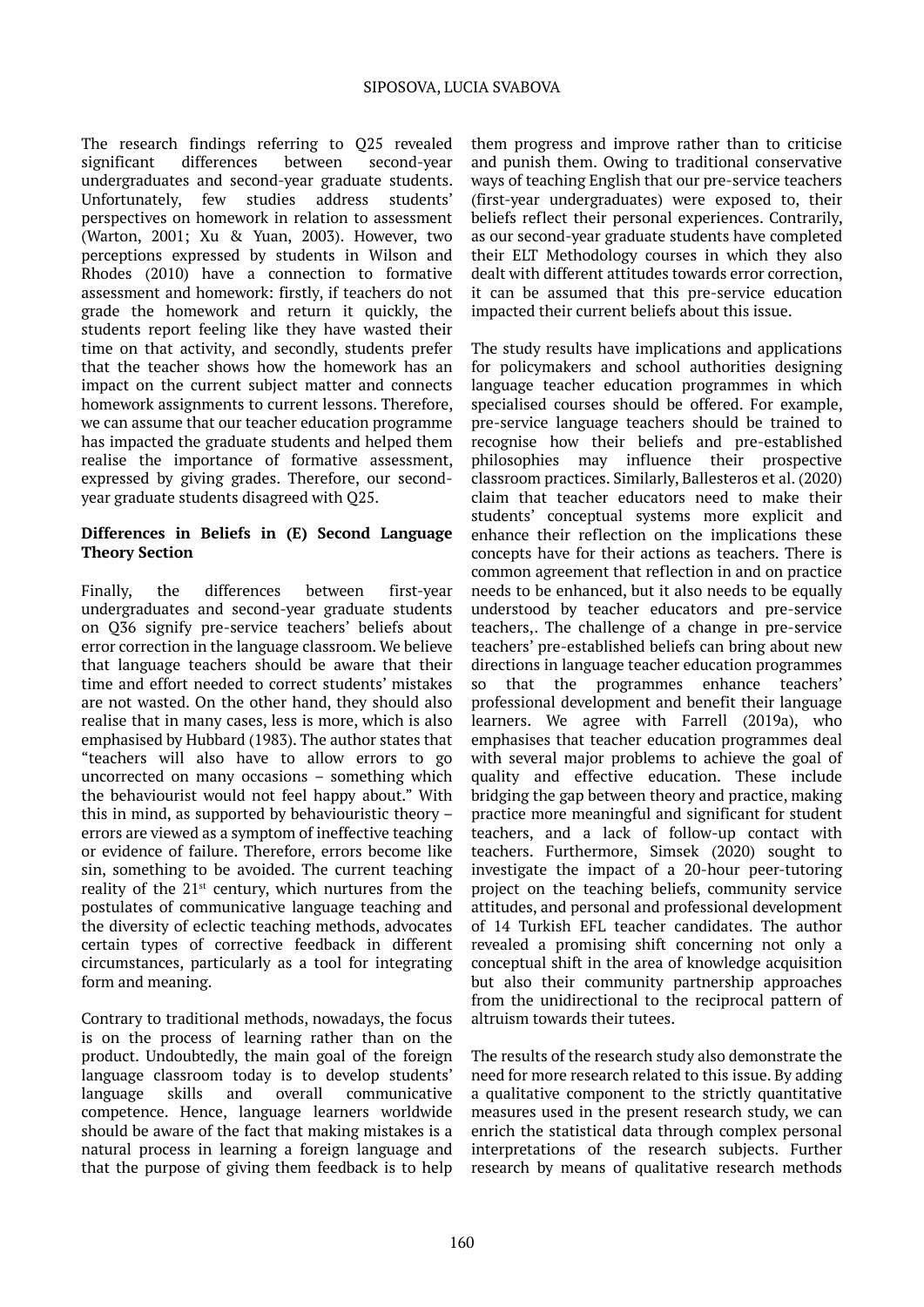The research findings referring to Q25 revealed significant differences between second-year undergraduates and second-year graduate students. Unfortunately, few studies address students' perspectives on homework in relation to assessment (Warton, 2001; Xu & Yuan, 2003). However, two perceptions expressed by students in Wilson and Rhodes (2010) have a connection to formative assessment and homework: firstly, if teachers do not grade the homework and return it quickly, the students report feeling like they have wasted their time on that activity, and secondly, students prefer that the teacher shows how the homework has an impact on the current subject matter and connects homework assignments to current lessons. Therefore, we can assume that our teacher education programme has impacted the graduate students and helped them realise the importance of formative assessment, expressed by giving grades. Therefore, our second-year graduate students disagreed with Q25.

**Differences in Beliefs in (E) Second Language Theory Section**

Finally, the differences between first-year undergraduates and second-year graduate students on Q36 signify pre-service teachers' beliefs about error correction in the language classroom. We believe that language teachers should be aware that their time and effort needed to correct students' mistakes are not wasted. On the other hand, they should also realise that in many cases, less is more, which is also emphasised by Hubbard (1983). The author states that "teachers will also have to allow errors to go uncorrected on many occasions – something which the behaviourist would not feel happy about." With this in mind, as supported by behaviouristic theory – errors are viewed as a symptom of ineffective teaching or evidence of failure. Therefore, errors become like sin, something to be avoided. The current teaching reality of the 21st century, which nurtures from the postulates of communicative language teaching and the diversity of eclectic teaching methods, advocates certain types of corrective feedback in different circumstances, particularly as a tool for integrating form and meaning.

Contrary to traditional methods, nowadays, the focus is on the process of learning rather than on the product. Undoubtedly, the main goal of the foreign language classroom today is to develop students' language skills and overall communicative competence. Hence, language learners worldwide should be aware of the fact that making mistakes is a natural process in learning a foreign language and that the purpose of giving them feedback is to help them progress and improve rather than to criticise and punish them. Owing to traditional conservative ways of teaching English that our pre-service teachers (first-year undergraduates) were exposed to, their beliefs reflect their personal experiences. Contrarily, as our second-year graduate students have completed their ELT Methodology courses in which they also dealt with different attitudes towards error correction, it can be assumed that this pre-service education impacted their current beliefs about this issue.

The study results have implications and applications for policymakers and school authorities designing language teacher education programmes in which specialised courses should be offered. For example, pre-service language teachers should be trained to recognise how their beliefs and pre-established philosophies may influence their prospective classroom practices. Similarly, Ballesteros et al. (2020) claim that teacher educators need to make their students' conceptual systems more explicit and enhance their reflection on the implications these concepts have for their actions as teachers. There is common agreement that reflection in and on practice needs to be enhanced, but it also needs to be equally understood by teacher educators and pre-service teachers,. The challenge of a change in pre-service teachers' pre-established beliefs can bring about new directions in language teacher education programmes so that the programmes enhance teachers' professional development and benefit their language learners. We agree with Farrell (2019a), who emphasises that teacher education programmes deal with several major problems to achieve the goal of quality and effective education. These include bridging the gap between theory and practice, making practice more meaningful and significant for student teachers, and a lack of follow-up contact with teachers. Furthermore, Simsek (2020) sought to investigate the impact of a 20-hour peer-tutoring project on the teaching beliefs, community service attitudes, and personal and professional development of 14 Turkish EFL teacher candidates. The author revealed a promising shift concerning not only a conceptual shift in the area of knowledge acquisition but also their community partnership approaches from the unidirectional to the reciprocal pattern of altruism towards their tutees.

The results of the research study also demonstrate the need for more research related to this issue. By adding a qualitative component to the strictly quantitative measures used in the present research study, we can enrich the statistical data through complex personal interpretations of the research subjects. Further research by means of qualitative research methods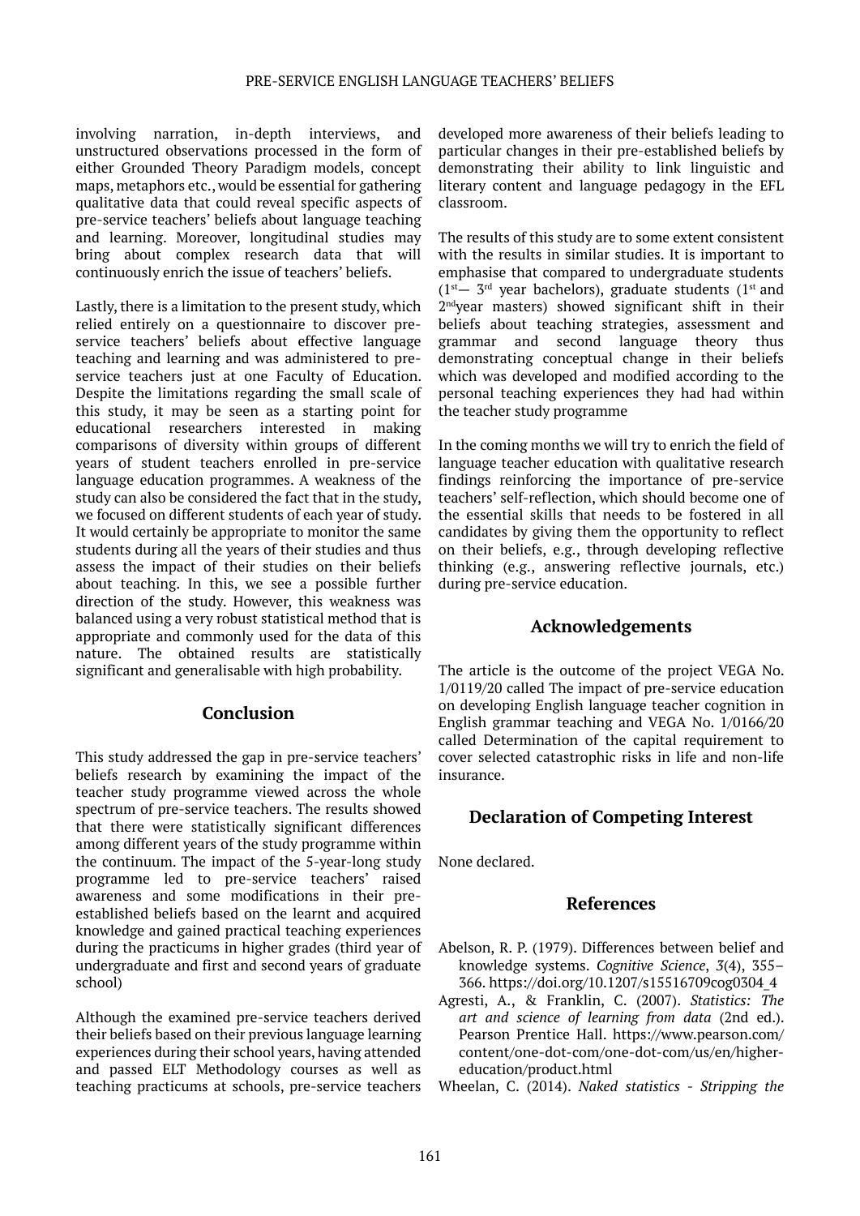involving narration, in-depth interviews, and unstructured observations processed in the form of either Grounded Theory Paradigm models, concept maps, metaphors etc., would be essential for gathering qualitative data that could reveal specific aspects of pre-service teachers' beliefs about language teaching and learning. Moreover, longitudinal studies may bring about complex research data that will continuously enrich the issue of teachers' beliefs.

Lastly, there is a limitation to the present study, which relied entirely on a questionnaire to discover pre-service teachers' beliefs about effective language teaching and learning and was administered to pre-service teachers just at one Faculty of Education. Despite the limitations regarding the small scale of this study, it may be seen as a starting point for educational researchers interested in making comparisons of diversity within groups of different years of student teachers enrolled in pre-service language education programmes. A weakness of the study can also be considered the fact that in the study, we focused on different students of each year of study. It would certainly be appropriate to monitor the same students during all the years of their studies and thus assess the impact of their studies on their beliefs about teaching. In this, we see a possible further direction of the study. However, this weakness was balanced using a very robust statistical method that is appropriate and commonly used for the data of this nature. The obtained results are statistically significant and generalisable with high probability.

## Conclusion

This study addressed the gap in pre-service teachers' beliefs research by examining the impact of the teacher study programme viewed across the whole spectrum of pre-service teachers. The results showed that there were statistically significant differences among different years of the study programme within the continuum. The impact of the 5-year-long study programme led to pre-service teachers' raised awareness and some modifications in their pre-established beliefs based on the learnt and acquired knowledge and gained practical teaching experiences during the practicums in higher grades (third year of undergraduate and first and second years of graduate school)

Although the examined pre-service teachers derived their beliefs based on their previous language learning experiences during their school years, having attended and passed ELT Methodology courses as well as teaching practicums at schools, pre-service teachers developed more awareness of their beliefs leading to particular changes in their pre-established beliefs by demonstrating their ability to link linguistic and literary content and language pedagogy in the EFL classroom.

The results of this study are to some extent consistent with the results in similar studies. It is important to emphasise that compared to undergraduate students (1st— 3rd year bachelors), graduate students (1st and 2nd year masters) showed significant shift in their beliefs about teaching strategies, assessment and grammar and second language theory thus demonstrating conceptual change in their beliefs which was developed and modified according to the personal teaching experiences they had had within the teacher study programme

In the coming months we will try to enrich the field of language teacher education with qualitative research findings reinforcing the importance of pre-service teachers' self-reflection, which should become one of the essential skills that needs to be fostered in all candidates by giving them the opportunity to reflect on their beliefs, e.g., through developing reflective thinking (e.g., answering reflective journals, etc.) during pre-service education.

## Acknowledgements

The article is the outcome of the project VEGA No. 1/0119/20 called The impact of pre-service education on developing English language teacher cognition in English grammar teaching and VEGA No. 1/0166/20 called Determination of the capital requirement to cover selected catastrophic risks in life and non-life insurance.

## Declaration of Competing Interest

None declared.

## References

Abelson, R. P. (1979). Differences between belief and knowledge systems. *Cognitive Science*, *3*(4), 355–366. https://doi.org/10.1207/s15516709cog0304_4

Agresti, A., & Franklin, C. (2007). *Statistics: The art and science of learning from data* (2nd ed.). Pearson Prentice Hall. https://www.pearson.com/content/one-dot-com/one-dot-com/us/en/higher-education/product.html

Wheelan, C. (2014). *Naked statistics - Stripping the*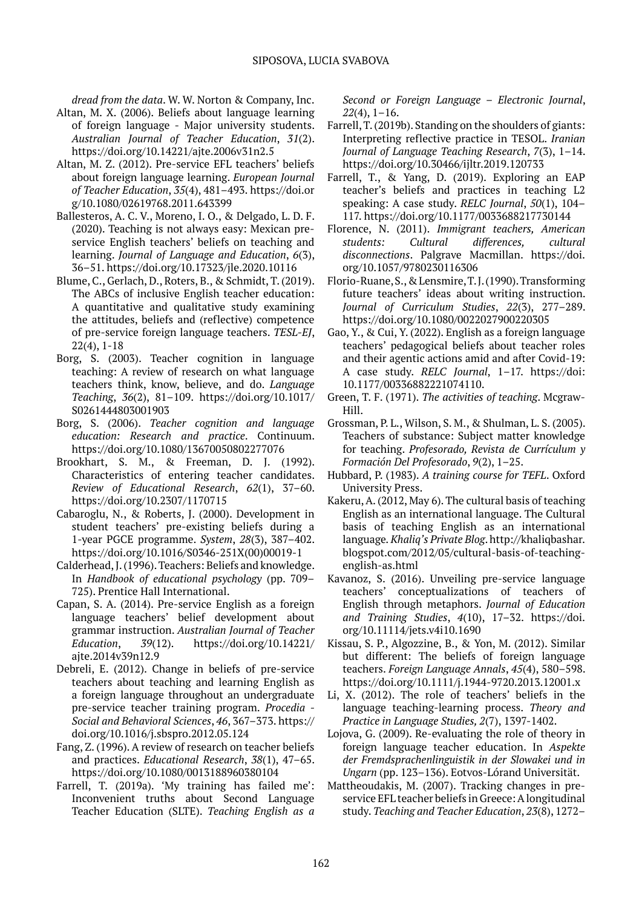*dread from the data*. W. W. Norton & Company, Inc.

Altan, M. X. (2006). Beliefs about language learning of foreign language - Major university students. *Australian Journal of Teacher Education*, *31*(2). https://doi.org/10.14221/ajte.2006v31n2.5

Altan, M. Z. (2012). Pre-service EFL teachers' beliefs about foreign language learning. *European Journal of Teacher Education*, *35*(4), 481–493. https://doi.org/10.1080/02619768.2011.643399

Ballesteros, A. C. V., Moreno, I. O., & Delgado, L. D. F. (2020). Teaching is not always easy: Mexican pre-service English teachers' beliefs on teaching and learning. *Journal of Language and Education*, *6*(3), 36–51. https://doi.org/10.17323/jle.2020.10116

Blume, C., Gerlach, D., Roters, B., & Schmidt, T. (2019). The ABCs of inclusive English teacher education: A quantitative and qualitative study examining the attitudes, beliefs and (reflective) competence of pre-service foreign language teachers. *TESL-EJ*, 22(4), 1-18

Borg, S. (2003). Teacher cognition in language teaching: A review of research on what language teachers think, know, believe, and do. *Language Teaching*, *36*(2), 81–109. https://doi.org/10.1017/S0261444803001903

Borg, S. (2006). *Teacher cognition and language education: Research and practice*. Continuum. https://doi.org/10.1080/13670050802277076

Brookhart, S. M., & Freeman, D. J. (1992). Characteristics of entering teacher candidates. *Review of Educational Research*, *62*(1), 37–60. https://doi.org/10.2307/1170715

Cabaroglu, N., & Roberts, J. (2000). Development in student teachers' pre-existing beliefs during a 1-year PGCE programme. *System*, *28*(3), 387–402. https://doi.org/10.1016/S0346-251X(00)00019-1

Calderhead, J. (1996). Teachers: Beliefs and knowledge. In *Handbook of educational psychology* (pp. 709–725). Prentice Hall International.

Capan, S. A. (2014). Pre-service English as a foreign language teachers' belief development about grammar instruction. *Australian Journal of Teacher Education*, *39*(12). https://doi.org/10.14221/ajte.2014v39n12.9

Debreli, E. (2012). Change in beliefs of pre-service teachers about teaching and learning English as a foreign language throughout an undergraduate pre-service teacher training program. *Procedia - Social and Behavioral Sciences*, *46*, 367–373. https://doi.org/10.1016/j.sbspro.2012.05.124

Fang, Z. (1996). A review of research on teacher beliefs and practices. *Educational Research*, *38*(1), 47–65. https://doi.org/10.1080/0013188960380104

Farrell, T. (2019a). 'My training has failed me': Inconvenient truths about Second Language Teacher Education (SLTE). *Teaching English as a Second or Foreign Language – Electronic Journal*, *22*(4), 1–16.

Farrell, T. (2019b). Standing on the shoulders of giants: Interpreting reflective practice in TESOL. *Iranian Journal of Language Teaching Research*, *7*(3), 1–14. https://doi.org/10.30466/ijltr.2019.120733

Farrell, T., & Yang, D. (2019). Exploring an EAP teacher's beliefs and practices in teaching L2 speaking: A case study. *RELC Journal*, *50*(1), 104–117. https://doi.org/10.1177/0033688217730144

Florence, N. (2011). *Immigrant teachers, American students: Cultural differences, cultural disconnections*. Palgrave Macmillan. https://doi.org/10.1057/9780230116306

Florio-Ruane, S., & Lensmire, T. J. (1990). Transforming future teachers' ideas about writing instruction. *Journal of Curriculum Studies*, *22*(3), 277–289. https://doi.org/10.1080/0022027900220305

Gao, Y., & Cui, Y. (2022). English as a foreign language teachers' pedagogical beliefs about teacher roles and their agentic actions amid and after Covid-19: A case study. *RELC Journal*, 1–17. https://doi: 10.1177/00336882221074110.

Green, T. F. (1971). *The activities of teaching*. Mcgraw-Hill.

Grossman, P. L., Wilson, S. M., & Shulman, L. S. (2005). Teachers of substance: Subject matter knowledge for teaching. *Profesorado, Revista de Currículum y Formación Del Profesorado*, *9*(2), 1–25.

Hubbard, P. (1983). *A training course for TEFL*. Oxford University Press.

Kakeru, A. (2012, May 6). The cultural basis of teaching English as an international language. The Cultural basis of teaching English as an international language. *Khaliq's Private Blog*. http://khaliqbashar.blogspot.com/2012/05/cultural-basis-of-teaching-english-as.html

Kavanoz, S. (2016). Unveiling pre-service language teachers' conceptualizations of teachers of English through metaphors. *Journal of Education and Training Studies*, *4*(10), 17–32. https://doi.org/10.11114/jets.v4i10.1690

Kissau, S. P., Algozzine, B., & Yon, M. (2012). Similar but different: The beliefs of foreign language teachers. *Foreign Language Annals*, *45*(4), 580–598. https://doi.org/10.1111/j.1944-9720.2013.12001.x

Li, X. (2012). The role of teachers' beliefs in the language teaching-learning process. *Theory and Practice in Language Studies, 2*(7), 1397-1402.

Lojova, G. (2009). Re-evaluating the role of theory in foreign language teacher education. In *Aspekte der Fremdsprachenlinguistik in der Slowakei und in Ungarn* (pp. 123–136). Eotvos-Lórand Universität.

Mattheoudakis, M. (2007). Tracking changes in pre-service EFL teacher beliefs in Greece: A longitudinal study. *Teaching and Teacher Education*, *23*(8), 1272–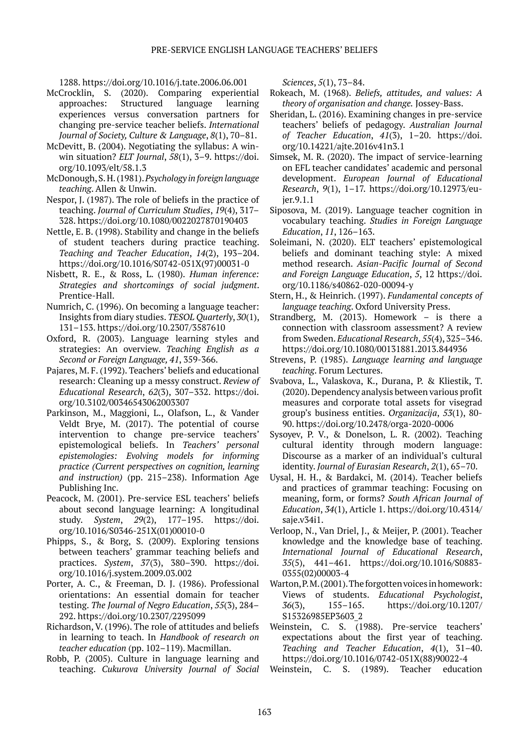1288. https://doi.org/10.1016/j.tate.2006.06.001

McCrocklin, S. (2020). Comparing experiential approaches: Structured language learning experiences versus conversation partners for changing pre-service teacher beliefs. *International Journal of Society, Culture & Language*, *8*(1), 70–81.

McDevitt, B. (2004). Negotiating the syllabus: A win-win situation? *ELT Journal*, *58*(1), 3–9. https://doi.org/10.1093/elt/58.1.3

McDonough, S. H. (1981). *Psychology in foreign language teaching*. Allen & Unwin.

Nespor, J. (1987). The role of beliefs in the practice of teaching. *Journal of Curriculum Studies*, *19*(4), 317–328. https://doi.org/10.1080/0022027870190403

Nettle, E. B. (1998). Stability and change in the beliefs of student teachers during practice teaching. *Teaching and Teacher Education*, *14*(2), 193–204. https://doi.org/10.1016/S0742-051X(97)00031-0

Nisbett, R. E., & Ross, L. (1980). *Human inference: Strategies and shortcomings of social judgment*. Prentice-Hall.

Numrich, C. (1996). On becoming a language teacher: Insights from diary studies. *TESOL Quarterly*, *30*(1), 131–153. https://doi.org/10.2307/3587610

Oxford, R. (2003). Language learning styles and strategies: An overview. *Teaching English as a Second or Foreign Language, 41*, 359-366.

Pajares, M. F. (1992). Teachers' beliefs and educational research: Cleaning up a messy construct. *Review of Educational Research*, *62*(3), 307–332. https://doi.org/10.3102/00346543062003307

Parkinson, M., Maggioni, L., Olafson, L., & Vander Veldt Brye, M. (2017). The potential of course intervention to change pre-service teachers' epistemological beliefs. In *Teachers' personal epistemologies: Evolving models for informing practice (Current perspectives on cognition, learning and instruction)* (pp. 215–238). Information Age Publishing Inc.

Peacock, M. (2001). Pre-service ESL teachers' beliefs about second language learning: A longitudinal study. *System*, *29*(2), 177–195. https://doi.org/10.1016/S0346-251X(01)00010-0

Phipps, S., & Borg, S. (2009). Exploring tensions between teachers' grammar teaching beliefs and practices. *System*, *37*(3), 380–390. https://doi.org/10.1016/j.system.2009.03.002

Porter, A. C., & Freeman, D. J. (1986). Professional orientations: An essential domain for teacher testing. *The Journal of Negro Education*, *55*(3), 284–292. https://doi.org/10.2307/2295099

Richardson, V. (1996). The role of attitudes and beliefs in learning to teach. In *Handbook of research on teacher education* (pp. 102–119). Macmillan.

Robb, P. (2005). Culture in language learning and teaching. *Cukurova University Journal of Social Sciences*, *5*(1), 73–84.

Rokeach, M. (1968). *Beliefs, attitudes, and values: A theory of organisation and change.* Jossey-Bass.

Sheridan, L. (2016). Examining changes in pre-service teachers' beliefs of pedagogy. *Australian Journal of Teacher Education*, *41*(3), 1–20. https://doi.org/10.14221/ajte.2016v41n3.1

Simsek, M. R. (2020). The impact of service-learning on EFL teacher candidates' academic and personal development. *European Journal of Educational Research*, *9*(1), 1–17. https://doi.org/10.12973/eu-jer.9.1.1

Siposova, M. (2019). Language teacher cognition in vocabulary teaching. *Studies in Foreign Language Education*, *11*, 126–163.

Soleimani, N. (2020). ELT teachers' epistemological beliefs and dominant teaching style: A mixed method research. *Asian-Pacific Journal of Second and Foreign Language Education*, *5*, 12 https://doi.org/10.1186/s40862-020-00094-y

Stern, H., & Heinrich. (1997). *Fundamental concepts of language teaching*. Oxford University Press.

Strandberg, M. (2013). Homework – is there a connection with classroom assessment? A review from Sweden. *Educational Research*, *55*(4), 325–346. https://doi.org/10.1080/00131881.2013.844936

Strevens, P. (1985). *Language learning and language teaching*. Forum Lectures.

Svabova, L., Valaskova, K., Durana, P. & Kliestik, T. (2020). Dependency analysis between various profit measures and corporate total assets for visegrad group's business entities. *Organizacija*, *53*(1), 80-90. https://doi.org/10.2478/orga-2020-0006

Sysoyev, P. V., & Donelson, L. R. (2002). Teaching cultural identity through modern language: Discourse as a marker of an individual's cultural identity. *Journal of Eurasian Research*, *2*(1), 65–70.

Uysal, H. H., & Bardakci, M. (2014). Teacher beliefs and practices of grammar teaching: Focusing on meaning, form, or forms? *South African Journal of Education*, *34*(1), Article 1. https://doi.org/10.4314/saje.v34i1.

Verloop, N., Van Driel, J., & Meijer, P. (2001). Teacher knowledge and the knowledge base of teaching. *International Journal of Educational Research*, *35*(5), 441–461. https://doi.org/10.1016/S0883-0355(02)00003-4

Warton, P. M. (2001). The forgotten voices in homework: Views of students. *Educational Psychologist*, *36*(3), 155–165. https://doi.org/10.1207/S15326985EP3603_2

Weinstein, C. S. (1988). Pre-service teachers' expectations about the first year of teaching. *Teaching and Teacher Education*, *4*(1), 31–40. https://doi.org/10.1016/0742-051X(88)90022-4

Weinstein, C. S. (1989). Teacher education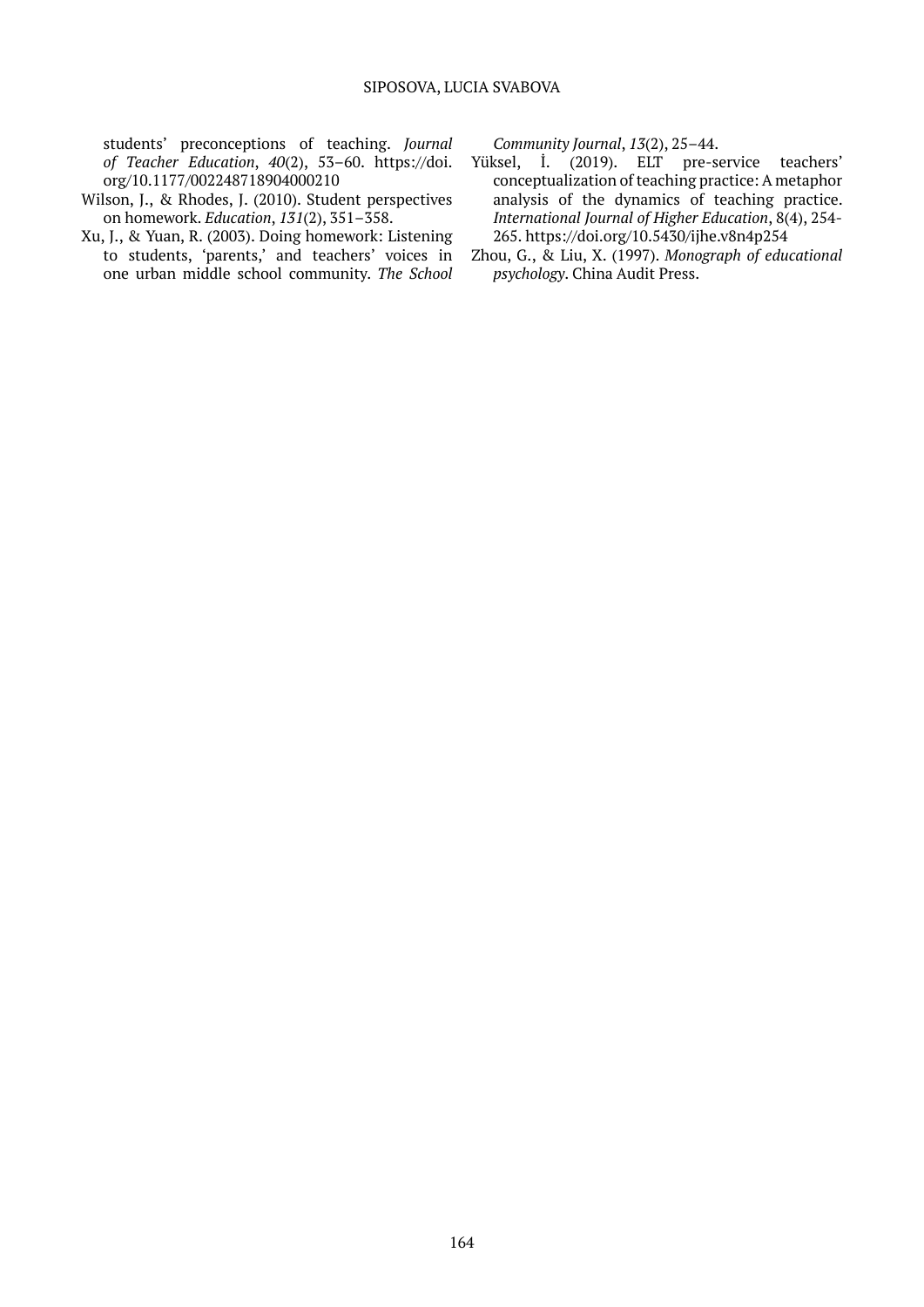students' preconceptions of teaching. *Journal of Teacher Education*, *40*(2), 53–60. https://doi.org/10.1177/002248718904000210

Wilson, J., & Rhodes, J. (2010). Student perspectives on homework. *Education*, *131*(2), 351–358.

Xu, J., & Yuan, R. (2003). Doing homework: Listening to students, 'parents,' and teachers' voices in one urban middle school community. *The School Community Journal*, *13*(2), 25–44.

Yüksel, İ. (2019). ELT pre-service teachers' conceptualization of teaching practice: A metaphor analysis of the dynamics of teaching practice. *International Journal of Higher Education*, 8(4), 254-265. https://doi.org/10.5430/ijhe.v8n4p254

Zhou, G., & Liu, X. (1997). *Monograph of educational psychology*. China Audit Press.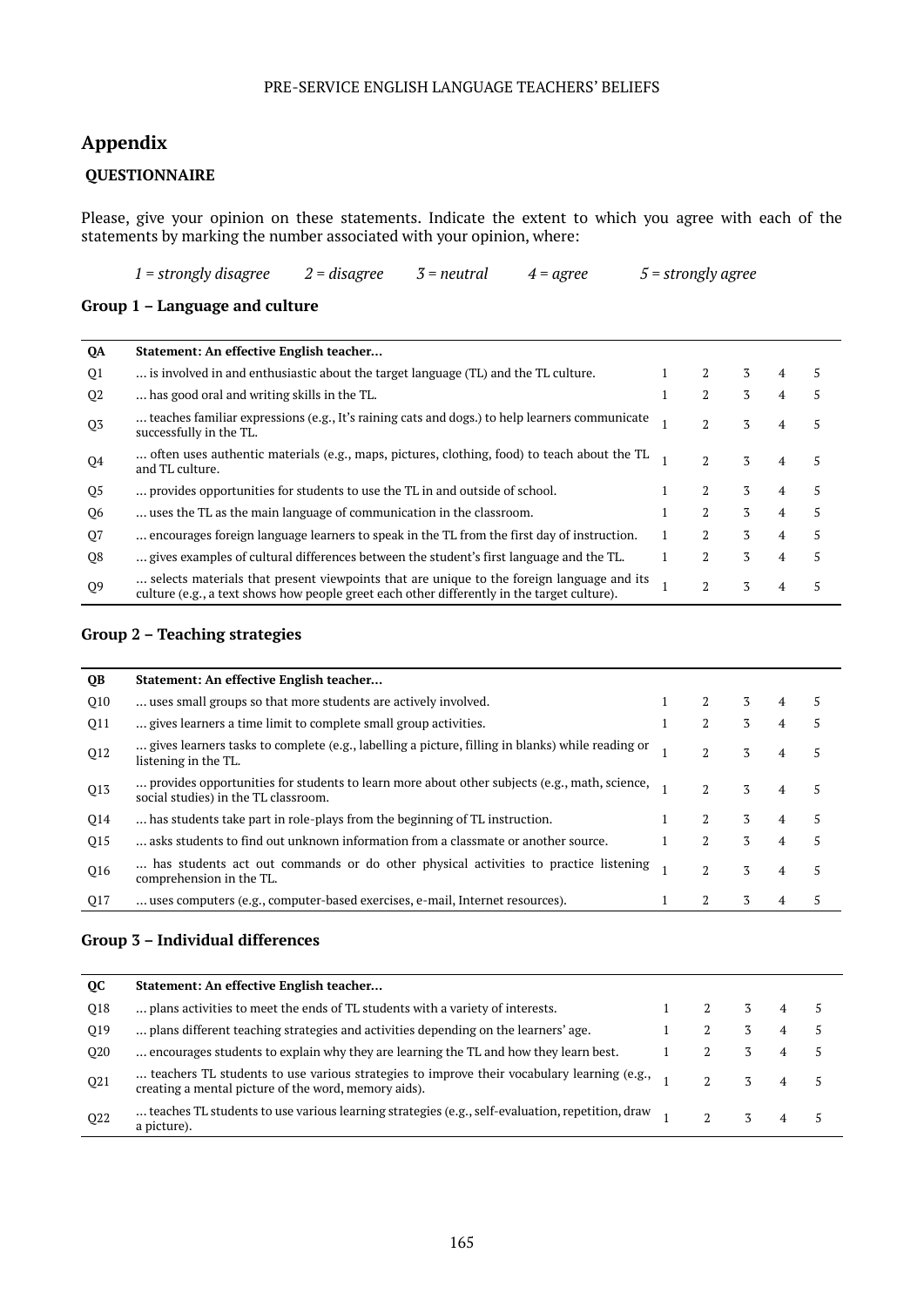## Appendix

### QUESTIONNAIRE

Please, give your opinion on these statements. Indicate the extent to which you agree with each of the statements by marking the number associated with your opinion, where:

*1 = strongly disagree* *2 = disagree* *3 = neutral* *4 = agree* *5 = strongly agree*

### Group 1 – Language and culture

| QA | Statement: An effective English teacher… | | | | | |
|---|---|---|---|---|---|---|
| Q1 | … is involved in and enthusiastic about the target language (TL) and the TL culture. | 1 | 2 | 3 | 4 | 5 |
| Q2 | … has good oral and writing skills in the TL. | 1 | 2 | 3 | 4 | 5 |
| Q3 | … teaches familiar expressions (e.g., It's raining cats and dogs.) to help learners communicate successfully in the TL. | 1 | 2 | 3 | 4 | 5 |
| Q4 | … often uses authentic materials (e.g., maps, pictures, clothing, food) to teach about the TL and TL culture. | 1 | 2 | 3 | 4 | 5 |
| Q5 | … provides opportunities for students to use the TL in and outside of school. | 1 | 2 | 3 | 4 | 5 |
| Q6 | … uses the TL as the main language of communication in the classroom. | 1 | 2 | 3 | 4 | 5 |
| Q7 | … encourages foreign language learners to speak in the TL from the first day of instruction. | 1 | 2 | 3 | 4 | 5 |
| Q8 | … gives examples of cultural differences between the student's first language and the TL. | 1 | 2 | 3 | 4 | 5 |
| Q9 | … selects materials that present viewpoints that are unique to the foreign language and its culture (e.g., a text shows how people greet each other differently in the target culture). | 1 | 2 | 3 | 4 | 5 |

### Group 2 – Teaching strategies

| QB | Statement: An effective English teacher… | | | | | |
|---|---|---|---|---|---|---|
| Q10 | … uses small groups so that more students are actively involved. | 1 | 2 | 3 | 4 | 5 |
| Q11 | … gives learners a time limit to complete small group activities. | 1 | 2 | 3 | 4 | 5 |
| Q12 | … gives learners tasks to complete (e.g., labelling a picture, filling in blanks) while reading or listening in the TL. | 1 | 2 | 3 | 4 | 5 |
| Q13 | … provides opportunities for students to learn more about other subjects (e.g., math, science, social studies) in the TL classroom. | 1 | 2 | 3 | 4 | 5 |
| Q14 | … has students take part in role-plays from the beginning of TL instruction. | 1 | 2 | 3 | 4 | 5 |
| Q15 | … asks students to find out unknown information from a classmate or another source. | 1 | 2 | 3 | 4 | 5 |
| Q16 | … has students act out commands or do other physical activities to practice listening comprehension in the TL. | 1 | 2 | 3 | 4 | 5 |
| Q17 | … uses computers (e.g., computer-based exercises, e-mail, Internet resources). | 1 | 2 | 3 | 4 | 5 |

### Group 3 – Individual differences

| QC | Statement: An effective English teacher… | | | | | |
|---|---|---|---|---|---|---|
| Q18 | … plans activities to meet the ends of TL students with a variety of interests. | 1 | 2 | 3 | 4 | 5 |
| Q19 | … plans different teaching strategies and activities depending on the learners' age. | 1 | 2 | 3 | 4 | 5 |
| Q20 | … encourages students to explain why they are learning the TL and how they learn best. | 1 | 2 | 3 | 4 | 5 |
| Q21 | … teachers TL students to use various strategies to improve their vocabulary learning (e.g., creating a mental picture of the word, memory aids). | 1 | 2 | 3 | 4 | 5 |
| Q22 | … teaches TL students to use various learning strategies (e.g., self-evaluation, repetition, draw a picture). | 1 | 2 | 3 | 4 | 5 |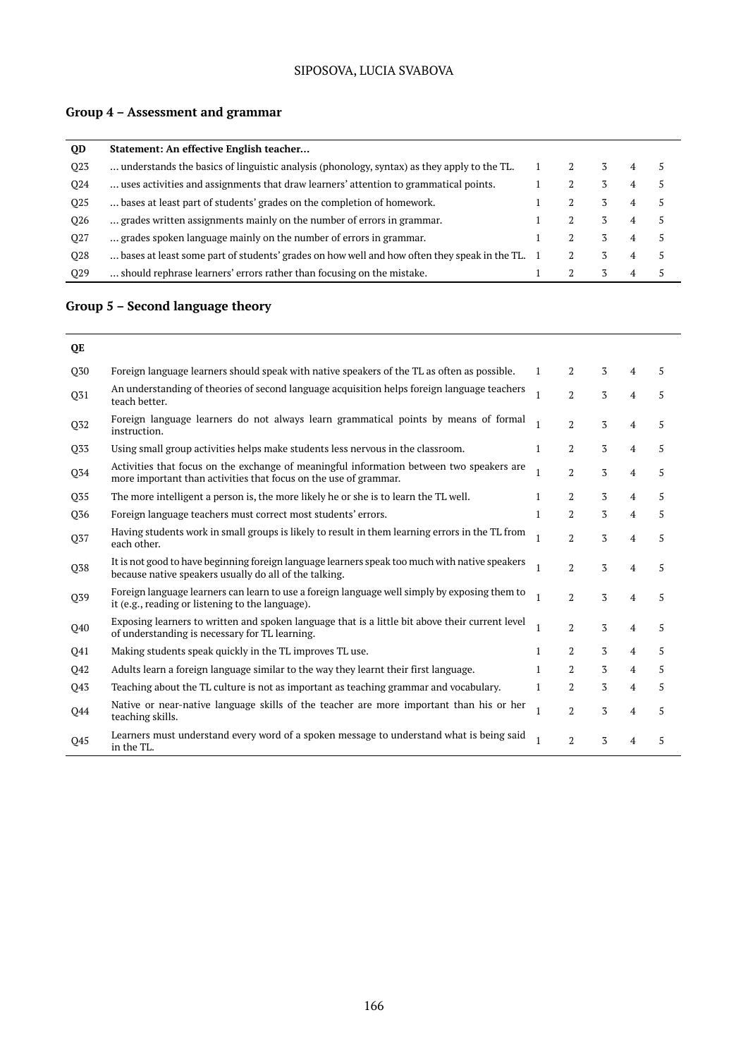## Group 4 – Assessment and grammar

| QD | Statement: An effective English teacher… | | | | | |
|---|---|---|---|---|---|---|
| Q23 | … understands the basics of linguistic analysis (phonology, syntax) as they apply to the TL. | 1 | 2 | 3 | 4 | 5 |
| Q24 | … uses activities and assignments that draw learners' attention to grammatical points. | 1 | 2 | 3 | 4 | 5 |
| Q25 | … bases at least part of students' grades on the completion of homework. | 1 | 2 | 3 | 4 | 5 |
| Q26 | … grades written assignments mainly on the number of errors in grammar. | 1 | 2 | 3 | 4 | 5 |
| Q27 | … grades spoken language mainly on the number of errors in grammar. | 1 | 2 | 3 | 4 | 5 |
| Q28 | … bases at least some part of students' grades on how well and how often they speak in the TL. | 1 | 2 | 3 | 4 | 5 |
| Q29 | … should rephrase learners' errors rather than focusing on the mistake. | 1 | 2 | 3 | 4 | 5 |

## Group 5 – Second language theory

| QE | | | | | | |
|---|---|---|---|---|---|---|
| Q30 | Foreign language learners should speak with native speakers of the TL as often as possible. | 1 | 2 | 3 | 4 | 5 |
| Q31 | An understanding of theories of second language acquisition helps foreign language teachers teach better. | 1 | 2 | 3 | 4 | 5 |
| Q32 | Foreign language learners do not always learn grammatical points by means of formal instruction. | 1 | 2 | 3 | 4 | 5 |
| Q33 | Using small group activities helps make students less nervous in the classroom. | 1 | 2 | 3 | 4 | 5 |
| Q34 | Activities that focus on the exchange of meaningful information between two speakers are more important than activities that focus on the use of grammar. | 1 | 2 | 3 | 4 | 5 |
| Q35 | The more intelligent a person is, the more likely he or she is to learn the TL well. | 1 | 2 | 3 | 4 | 5 |
| Q36 | Foreign language teachers must correct most students' errors. | 1 | 2 | 3 | 4 | 5 |
| Q37 | Having students work in small groups is likely to result in them learning errors in the TL from each other. | 1 | 2 | 3 | 4 | 5 |
| Q38 | It is not good to have beginning foreign language learners speak too much with native speakers because native speakers usually do all of the talking. | 1 | 2 | 3 | 4 | 5 |
| Q39 | Foreign language learners can learn to use a foreign language well simply by exposing them to it (e.g., reading or listening to the language). | 1 | 2 | 3 | 4 | 5 |
| Q40 | Exposing learners to written and spoken language that is a little bit above their current level of understanding is necessary for TL learning. | 1 | 2 | 3 | 4 | 5 |
| Q41 | Making students speak quickly in the TL improves TL use. | 1 | 2 | 3 | 4 | 5 |
| Q42 | Adults learn a foreign language similar to the way they learnt their first language. | 1 | 2 | 3 | 4 | 5 |
| Q43 | Teaching about the TL culture is not as important as teaching grammar and vocabulary. | 1 | 2 | 3 | 4 | 5 |
| Q44 | Native or near-native language skills of the teacher are more important than his or her teaching skills. | 1 | 2 | 3 | 4 | 5 |
| Q45 | Learners must understand every word of a spoken message to understand what is being said in the TL. | 1 | 2 | 3 | 4 | 5 |